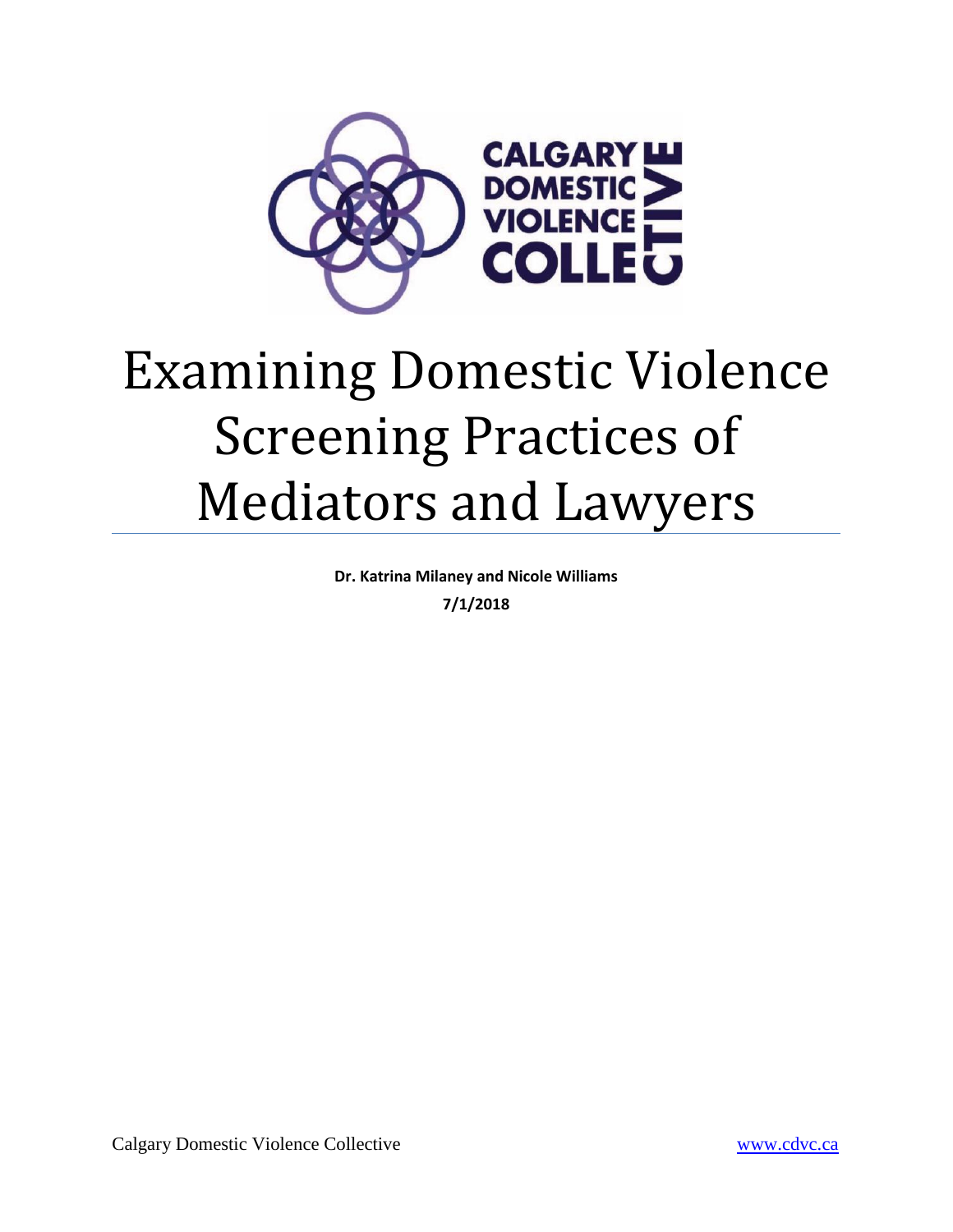CALGARY DOMESTIC VIOLENCE COLLECTIVE

# Examining Domestic Violence Screening Practices of Mediators and Lawyers

**Dr. Katrina Milaney and Nicole Williams**

**7/1/2018**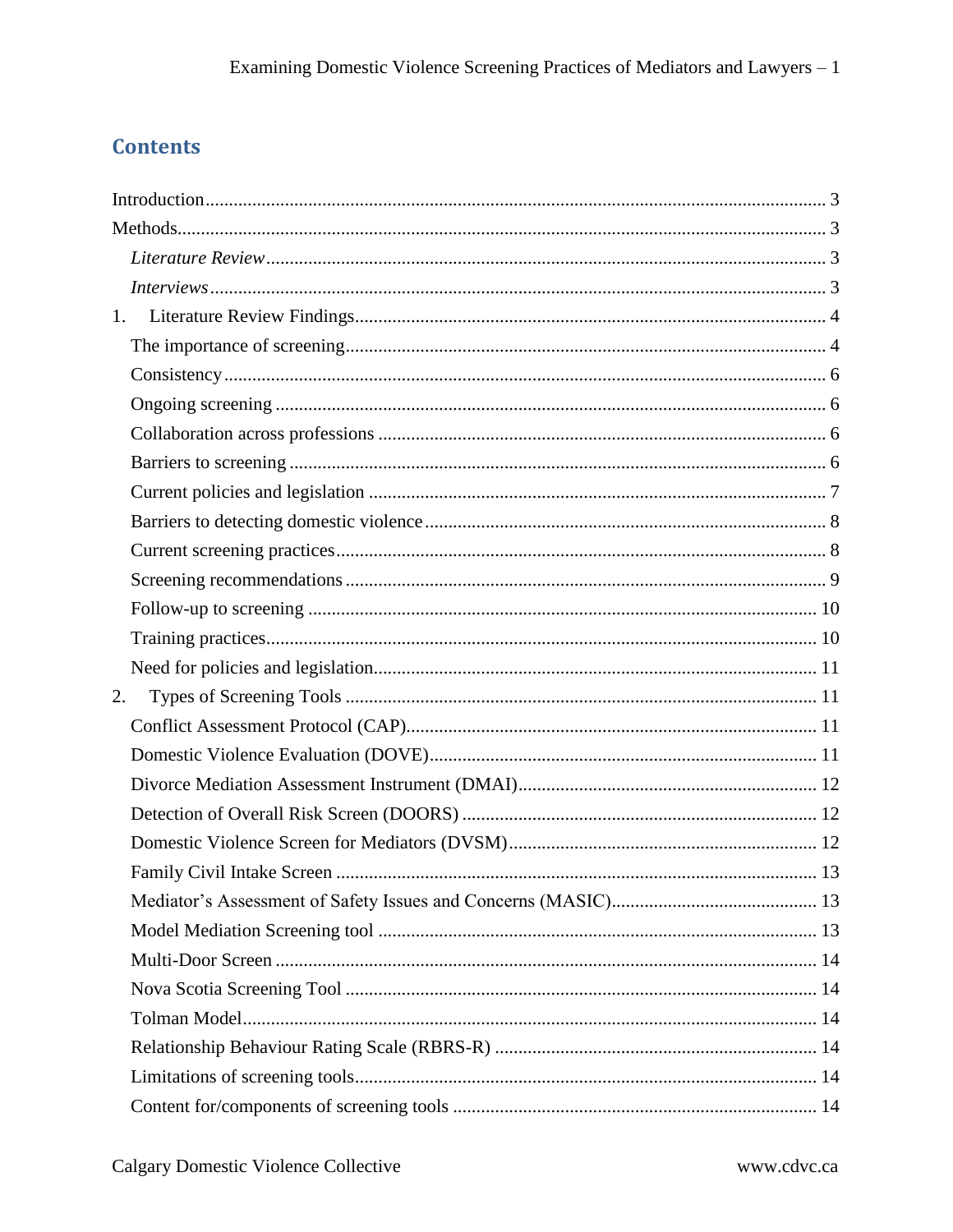## Contents

Introduction ........ 3
Methods ........ 3
  *Literature Review* ........ 3
  *Interviews* ........ 3
1. Literature Review Findings ........ 4
  The importance of screening ........ 4
  Consistency ........ 6
  Ongoing screening ........ 6
  Collaboration across professions ........ 6
  Barriers to screening ........ 6
  Current policies and legislation ........ 7
  Barriers to detecting domestic violence ........ 8
  Current screening practices ........ 8
  Screening recommendations ........ 9
  Follow-up to screening ........ 10
  Training practices ........ 10
  Need for policies and legislation ........ 11
2. Types of Screening Tools ........ 11
  Conflict Assessment Protocol (CAP) ........ 11
  Domestic Violence Evaluation (DOVE) ........ 11
  Divorce Mediation Assessment Instrument (DMAI) ........ 12
  Detection of Overall Risk Screen (DOORS) ........ 12
  Domestic Violence Screen for Mediators (DVSM) ........ 12
  Family Civil Intake Screen ........ 13
  Mediator's Assessment of Safety Issues and Concerns (MASIC) ........ 13
  Model Mediation Screening tool ........ 13
  Multi-Door Screen ........ 14
  Nova Scotia Screening Tool ........ 14
  Tolman Model ........ 14
  Relationship Behaviour Rating Scale (RBRS-R) ........ 14
  Limitations of screening tools ........ 14
  Content for/components of screening tools ........ 14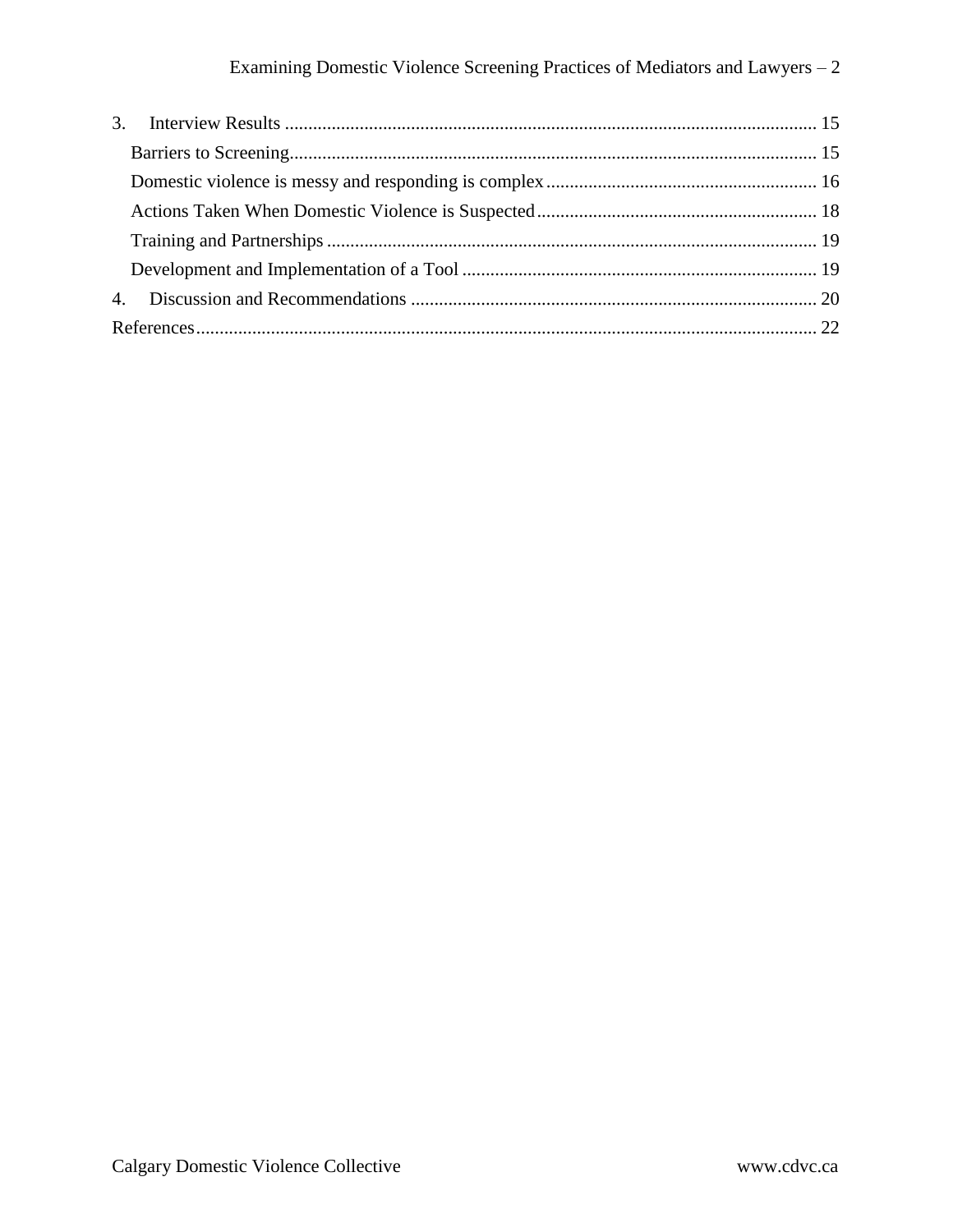3. Interview Results ........................................................................................................ 15

 Barriers to Screening........................................................................................................ 15

 Domestic violence is messy and responding is complex ................................................. 16

 Actions Taken When Domestic Violence is Suspected .................................................... 18

 Training and Partnerships ................................................................................................ 19

 Development and Implementation of a Tool .................................................................... 19

4. Discussion and Recommendations ............................................................................... 20

References ............................................................................................................................ 22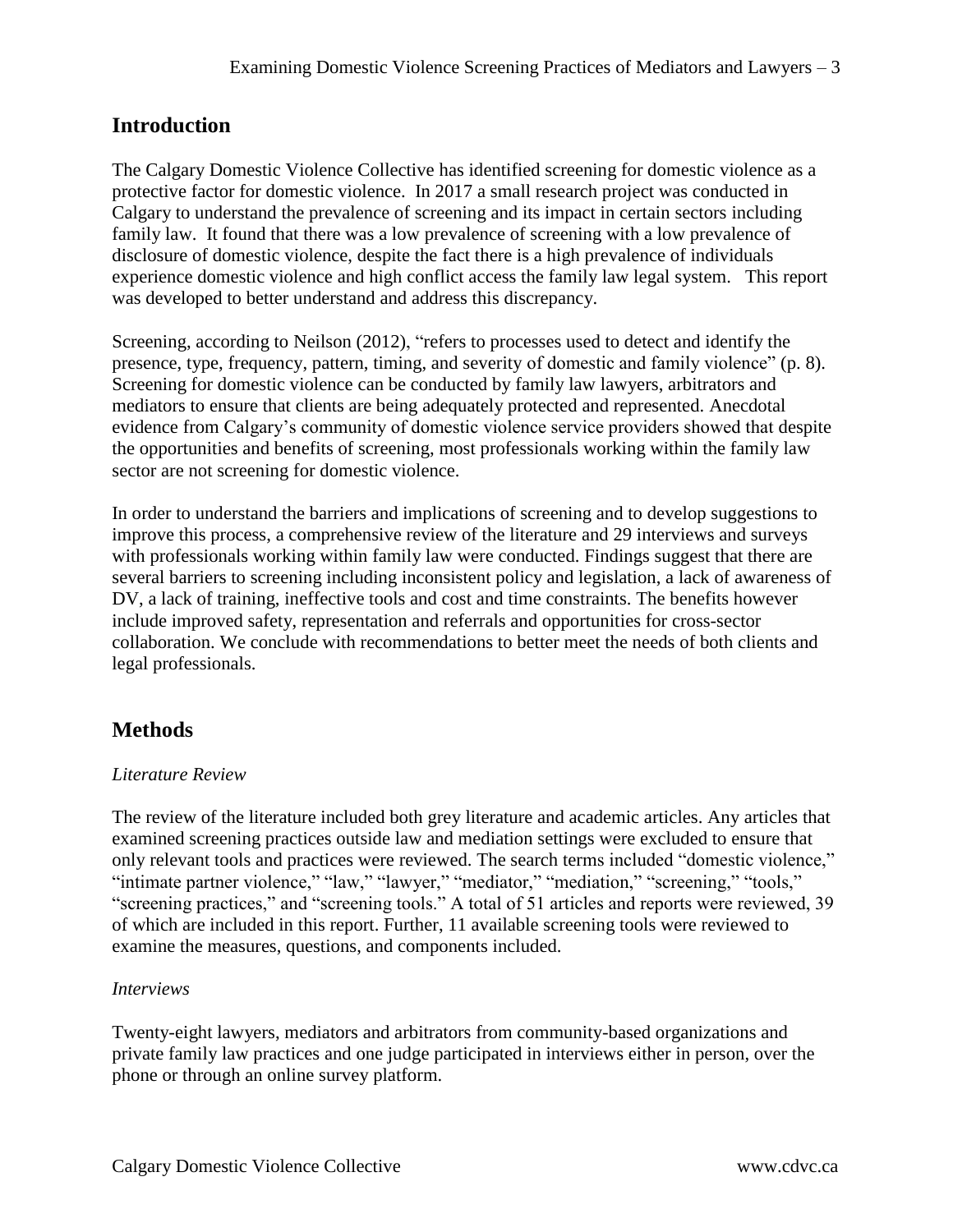## Introduction

The Calgary Domestic Violence Collective has identified screening for domestic violence as a protective factor for domestic violence. In 2017 a small research project was conducted in Calgary to understand the prevalence of screening and its impact in certain sectors including family law. It found that there was a low prevalence of screening with a low prevalence of disclosure of domestic violence, despite the fact there is a high prevalence of individuals experience domestic violence and high conflict access the family law legal system. This report was developed to better understand and address this discrepancy.

Screening, according to Neilson (2012), "refers to processes used to detect and identify the presence, type, frequency, pattern, timing, and severity of domestic and family violence" (p. 8). Screening for domestic violence can be conducted by family law lawyers, arbitrators and mediators to ensure that clients are being adequately protected and represented. Anecdotal evidence from Calgary's community of domestic violence service providers showed that despite the opportunities and benefits of screening, most professionals working within the family law sector are not screening for domestic violence.

In order to understand the barriers and implications of screening and to develop suggestions to improve this process, a comprehensive review of the literature and 29 interviews and surveys with professionals working within family law were conducted. Findings suggest that there are several barriers to screening including inconsistent policy and legislation, a lack of awareness of DV, a lack of training, ineffective tools and cost and time constraints. The benefits however include improved safety, representation and referrals and opportunities for cross-sector collaboration. We conclude with recommendations to better meet the needs of both clients and legal professionals.

## Methods

*Literature Review*

The review of the literature included both grey literature and academic articles. Any articles that examined screening practices outside law and mediation settings were excluded to ensure that only relevant tools and practices were reviewed. The search terms included "domestic violence," "intimate partner violence," "law," "lawyer," "mediator," "mediation," "screening," "tools," "screening practices," and "screening tools." A total of 51 articles and reports were reviewed, 39 of which are included in this report. Further, 11 available screening tools were reviewed to examine the measures, questions, and components included.

*Interviews*

Twenty-eight lawyers, mediators and arbitrators from community-based organizations and private family law practices and one judge participated in interviews either in person, over the phone or through an online survey platform.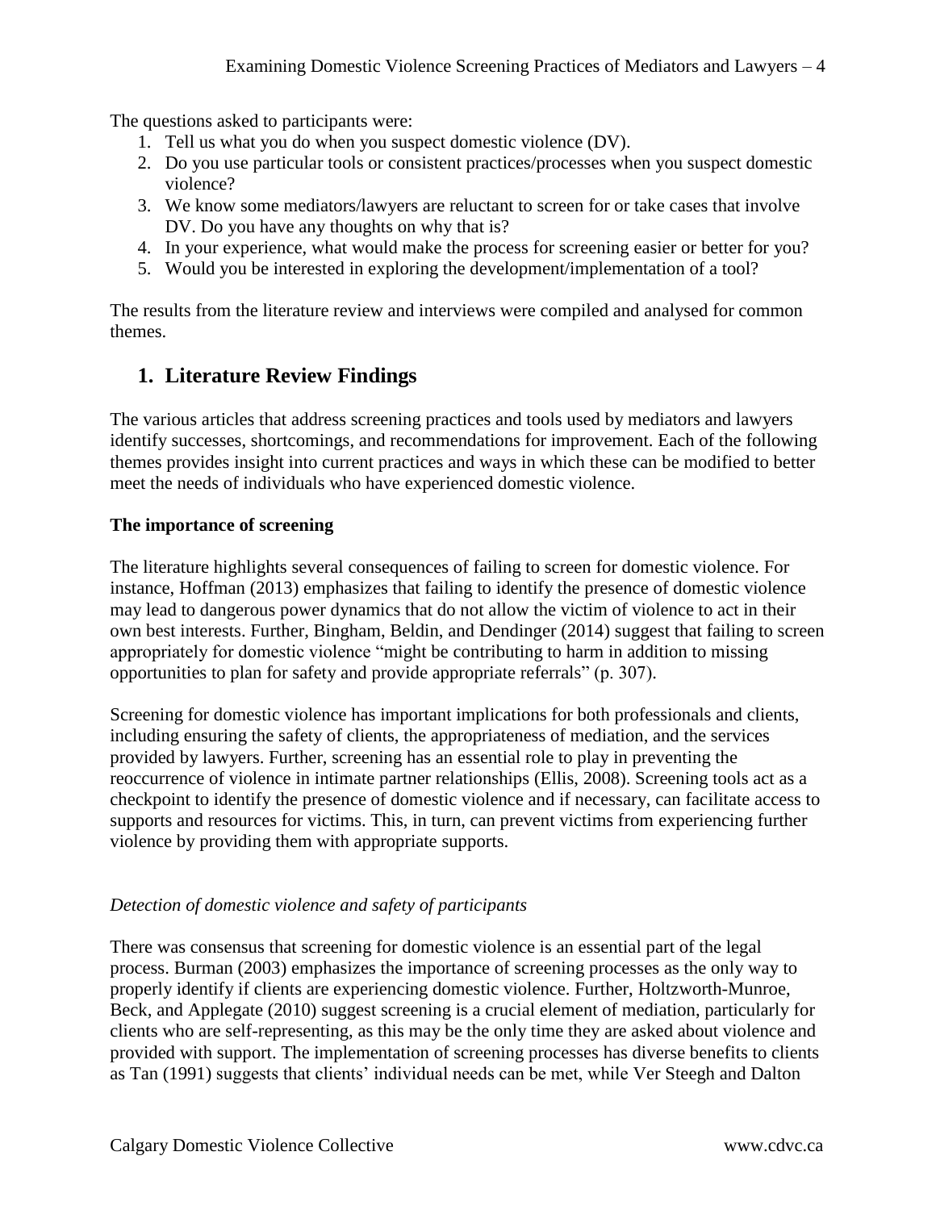The questions asked to participants were:

1. Tell us what you do when you suspect domestic violence (DV).
2. Do you use particular tools or consistent practices/processes when you suspect domestic violence?
3. We know some mediators/lawyers are reluctant to screen for or take cases that involve DV. Do you have any thoughts on why that is?
4. In your experience, what would make the process for screening easier or better for you?
5. Would you be interested in exploring the development/implementation of a tool?

The results from the literature review and interviews were compiled and analysed for common themes.

## 1. Literature Review Findings

The various articles that address screening practices and tools used by mediators and lawyers identify successes, shortcomings, and recommendations for improvement. Each of the following themes provides insight into current practices and ways in which these can be modified to better meet the needs of individuals who have experienced domestic violence.

### The importance of screening

The literature highlights several consequences of failing to screen for domestic violence. For instance, Hoffman (2013) emphasizes that failing to identify the presence of domestic violence may lead to dangerous power dynamics that do not allow the victim of violence to act in their own best interests. Further, Bingham, Beldin, and Dendinger (2014) suggest that failing to screen appropriately for domestic violence "might be contributing to harm in addition to missing opportunities to plan for safety and provide appropriate referrals" (p. 307).

Screening for domestic violence has important implications for both professionals and clients, including ensuring the safety of clients, the appropriateness of mediation, and the services provided by lawyers. Further, screening has an essential role to play in preventing the reoccurrence of violence in intimate partner relationships (Ellis, 2008). Screening tools act as a checkpoint to identify the presence of domestic violence and if necessary, can facilitate access to supports and resources for victims. This, in turn, can prevent victims from experiencing further violence by providing them with appropriate supports.

#### *Detection of domestic violence and safety of participants*

There was consensus that screening for domestic violence is an essential part of the legal process. Burman (2003) emphasizes the importance of screening processes as the only way to properly identify if clients are experiencing domestic violence. Further, Holtzworth-Munroe, Beck, and Applegate (2010) suggest screening is a crucial element of mediation, particularly for clients who are self-representing, as this may be the only time they are asked about violence and provided with support. The implementation of screening processes has diverse benefits to clients as Tan (1991) suggests that clients' individual needs can be met, while Ver Steegh and Dalton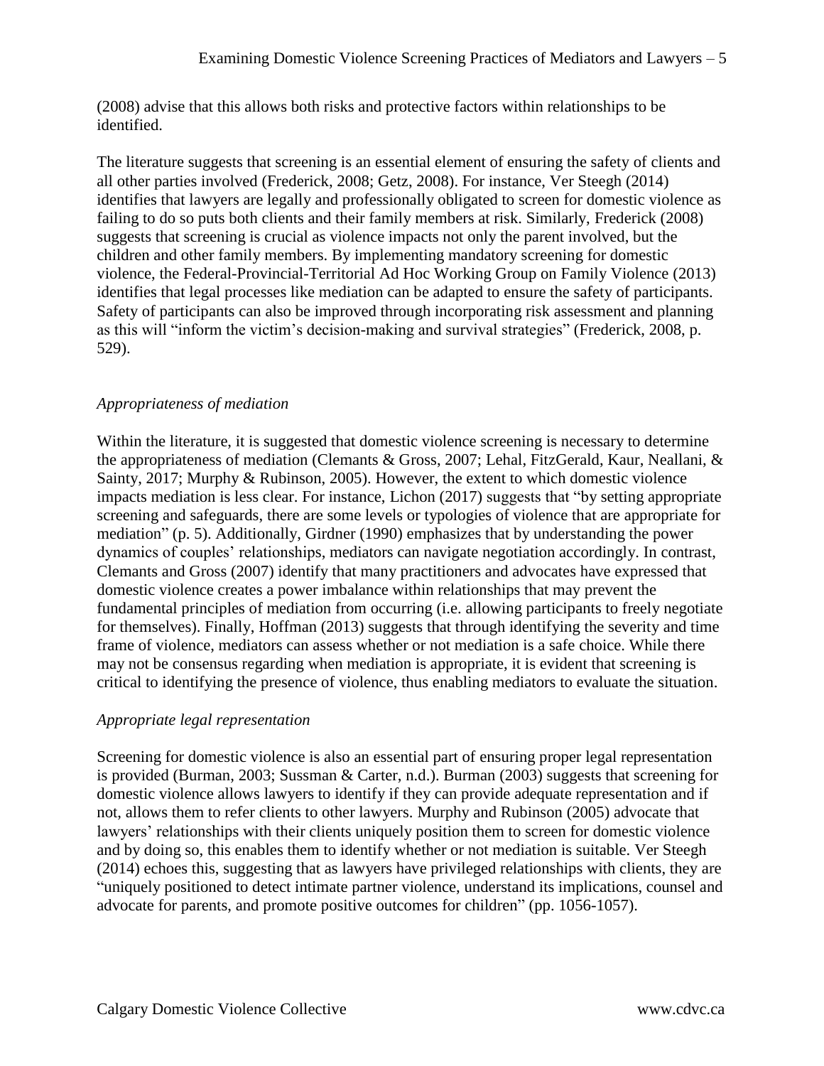(2008) advise that this allows both risks and protective factors within relationships to be identified.

The literature suggests that screening is an essential element of ensuring the safety of clients and all other parties involved (Frederick, 2008; Getz, 2008). For instance, Ver Steegh (2014) identifies that lawyers are legally and professionally obligated to screen for domestic violence as failing to do so puts both clients and their family members at risk. Similarly, Frederick (2008) suggests that screening is crucial as violence impacts not only the parent involved, but the children and other family members. By implementing mandatory screening for domestic violence, the Federal-Provincial-Territorial Ad Hoc Working Group on Family Violence (2013) identifies that legal processes like mediation can be adapted to ensure the safety of participants. Safety of participants can also be improved through incorporating risk assessment and planning as this will "inform the victim's decision-making and survival strategies" (Frederick, 2008, p. 529).

### *Appropriateness of mediation*

Within the literature, it is suggested that domestic violence screening is necessary to determine the appropriateness of mediation (Clemants & Gross, 2007; Lehal, FitzGerald, Kaur, Neallani, & Sainty, 2017; Murphy & Rubinson, 2005). However, the extent to which domestic violence impacts mediation is less clear. For instance, Lichon (2017) suggests that "by setting appropriate screening and safeguards, there are some levels or typologies of violence that are appropriate for mediation" (p. 5). Additionally, Girdner (1990) emphasizes that by understanding the power dynamics of couples' relationships, mediators can navigate negotiation accordingly. In contrast, Clemants and Gross (2007) identify that many practitioners and advocates have expressed that domestic violence creates a power imbalance within relationships that may prevent the fundamental principles of mediation from occurring (i.e. allowing participants to freely negotiate for themselves). Finally, Hoffman (2013) suggests that through identifying the severity and time frame of violence, mediators can assess whether or not mediation is a safe choice. While there may not be consensus regarding when mediation is appropriate, it is evident that screening is critical to identifying the presence of violence, thus enabling mediators to evaluate the situation.

### *Appropriate legal representation*

Screening for domestic violence is also an essential part of ensuring proper legal representation is provided (Burman, 2003; Sussman & Carter, n.d.). Burman (2003) suggests that screening for domestic violence allows lawyers to identify if they can provide adequate representation and if not, allows them to refer clients to other lawyers. Murphy and Rubinson (2005) advocate that lawyers' relationships with their clients uniquely position them to screen for domestic violence and by doing so, this enables them to identify whether or not mediation is suitable. Ver Steegh (2014) echoes this, suggesting that as lawyers have privileged relationships with clients, they are "uniquely positioned to detect intimate partner violence, understand its implications, counsel and advocate for parents, and promote positive outcomes for children" (pp. 1056-1057).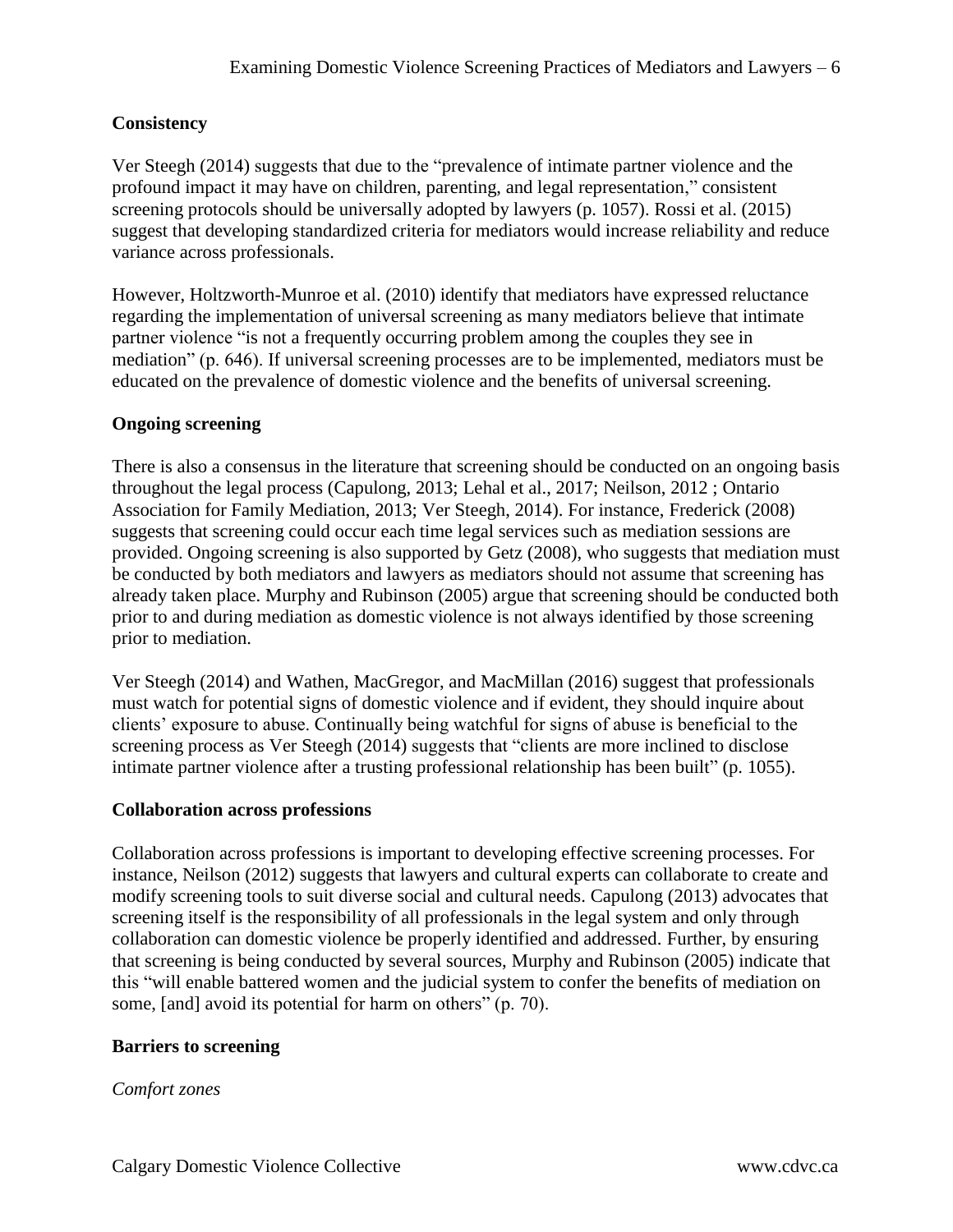## Consistency

Ver Steegh (2014) suggests that due to the "prevalence of intimate partner violence and the profound impact it may have on children, parenting, and legal representation," consistent screening protocols should be universally adopted by lawyers (p. 1057). Rossi et al. (2015) suggest that developing standardized criteria for mediators would increase reliability and reduce variance across professionals.

However, Holtzworth-Munroe et al. (2010) identify that mediators have expressed reluctance regarding the implementation of universal screening as many mediators believe that intimate partner violence "is not a frequently occurring problem among the couples they see in mediation" (p. 646). If universal screening processes are to be implemented, mediators must be educated on the prevalence of domestic violence and the benefits of universal screening.

## Ongoing screening

There is also a consensus in the literature that screening should be conducted on an ongoing basis throughout the legal process (Capulong, 2013; Lehal et al., 2017; Neilson, 2012 ; Ontario Association for Family Mediation, 2013; Ver Steegh, 2014). For instance, Frederick (2008) suggests that screening could occur each time legal services such as mediation sessions are provided. Ongoing screening is also supported by Getz (2008), who suggests that mediation must be conducted by both mediators and lawyers as mediators should not assume that screening has already taken place. Murphy and Rubinson (2005) argue that screening should be conducted both prior to and during mediation as domestic violence is not always identified by those screening prior to mediation.

Ver Steegh (2014) and Wathen, MacGregor, and MacMillan (2016) suggest that professionals must watch for potential signs of domestic violence and if evident, they should inquire about clients' exposure to abuse. Continually being watchful for signs of abuse is beneficial to the screening process as Ver Steegh (2014) suggests that "clients are more inclined to disclose intimate partner violence after a trusting professional relationship has been built" (p. 1055).

## Collaboration across professions

Collaboration across professions is important to developing effective screening processes. For instance, Neilson (2012) suggests that lawyers and cultural experts can collaborate to create and modify screening tools to suit diverse social and cultural needs. Capulong (2013) advocates that screening itself is the responsibility of all professionals in the legal system and only through collaboration can domestic violence be properly identified and addressed. Further, by ensuring that screening is being conducted by several sources, Murphy and Rubinson (2005) indicate that this "will enable battered women and the judicial system to confer the benefits of mediation on some, [and] avoid its potential for harm on others" (p. 70).

## Barriers to screening

### *Comfort zones*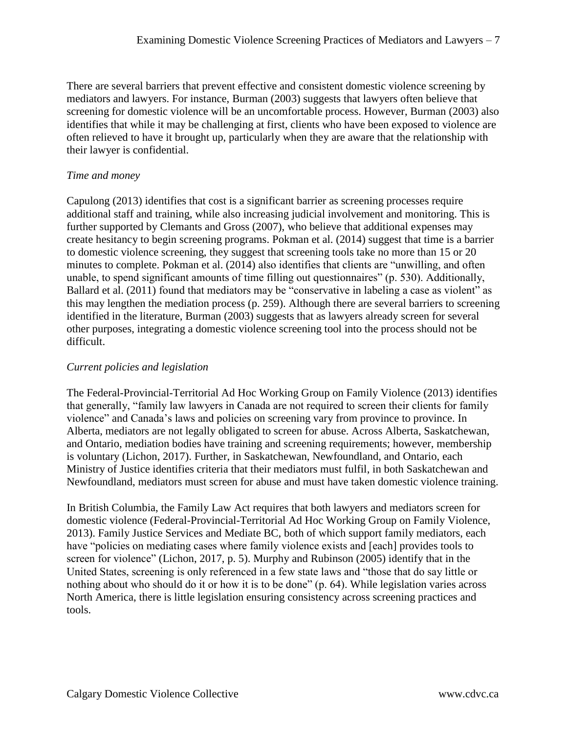There are several barriers that prevent effective and consistent domestic violence screening by mediators and lawyers. For instance, Burman (2003) suggests that lawyers often believe that screening for domestic violence will be an uncomfortable process. However, Burman (2003) also identifies that while it may be challenging at first, clients who have been exposed to violence are often relieved to have it brought up, particularly when they are aware that the relationship with their lawyer is confidential.

*Time and money*

Capulong (2013) identifies that cost is a significant barrier as screening processes require additional staff and training, while also increasing judicial involvement and monitoring. This is further supported by Clemants and Gross (2007), who believe that additional expenses may create hesitancy to begin screening programs. Pokman et al. (2014) suggest that time is a barrier to domestic violence screening, they suggest that screening tools take no more than 15 or 20 minutes to complete. Pokman et al. (2014) also identifies that clients are "unwilling, and often unable, to spend significant amounts of time filling out questionnaires" (p. 530). Additionally, Ballard et al. (2011) found that mediators may be "conservative in labeling a case as violent" as this may lengthen the mediation process (p. 259). Although there are several barriers to screening identified in the literature, Burman (2003) suggests that as lawyers already screen for several other purposes, integrating a domestic violence screening tool into the process should not be difficult.

*Current policies and legislation*

The Federal-Provincial-Territorial Ad Hoc Working Group on Family Violence (2013) identifies that generally, "family law lawyers in Canada are not required to screen their clients for family violence" and Canada's laws and policies on screening vary from province to province. In Alberta, mediators are not legally obligated to screen for abuse. Across Alberta, Saskatchewan, and Ontario, mediation bodies have training and screening requirements; however, membership is voluntary (Lichon, 2017). Further, in Saskatchewan, Newfoundland, and Ontario, each Ministry of Justice identifies criteria that their mediators must fulfil, in both Saskatchewan and Newfoundland, mediators must screen for abuse and must have taken domestic violence training.

In British Columbia, the Family Law Act requires that both lawyers and mediators screen for domestic violence (Federal-Provincial-Territorial Ad Hoc Working Group on Family Violence, 2013). Family Justice Services and Mediate BC, both of which support family mediators, each have "policies on mediating cases where family violence exists and [each] provides tools to screen for violence" (Lichon, 2017, p. 5). Murphy and Rubinson (2005) identify that in the United States, screening is only referenced in a few state laws and "those that do say little or nothing about who should do it or how it is to be done" (p. 64). While legislation varies across North America, there is little legislation ensuring consistency across screening practices and tools.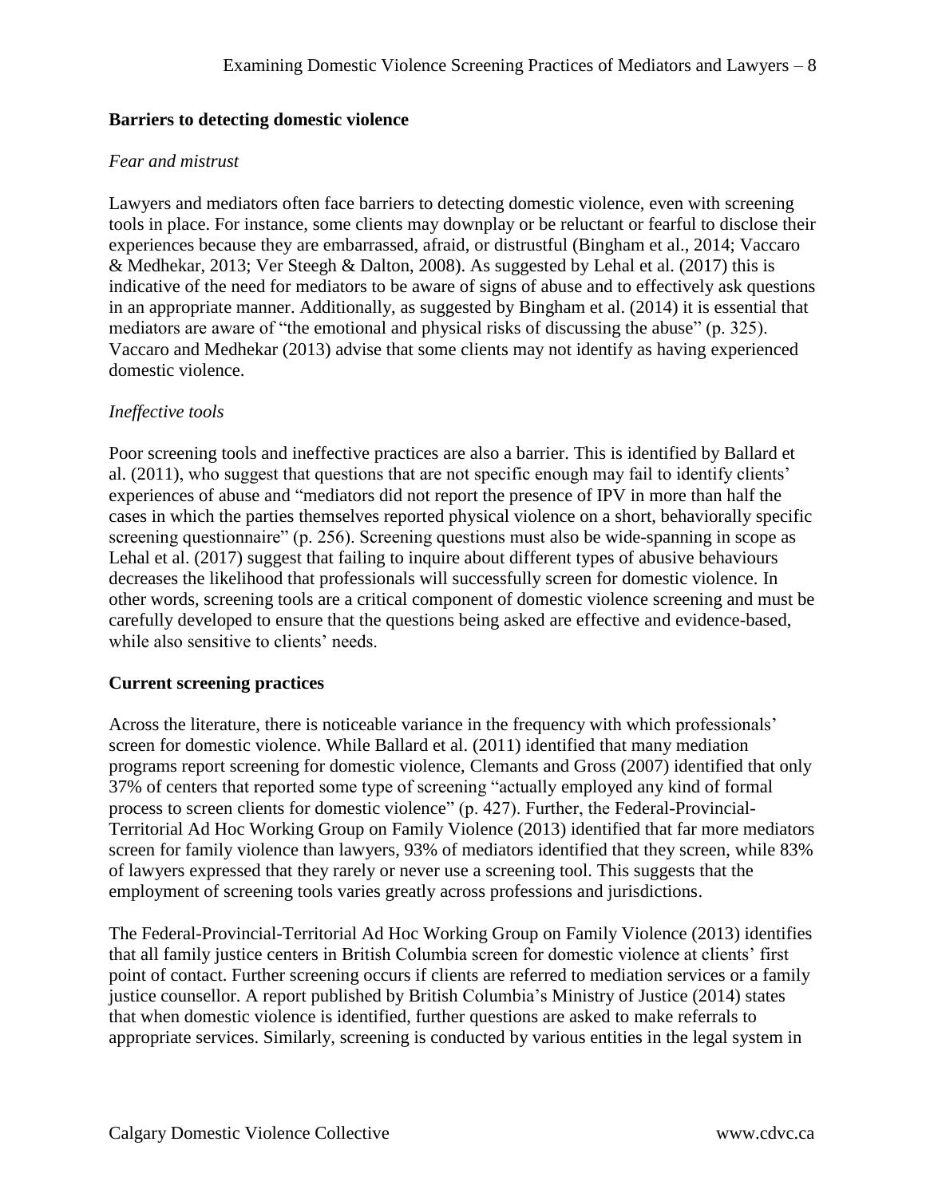## Barriers to detecting domestic violence

### *Fear and mistrust*

Lawyers and mediators often face barriers to detecting domestic violence, even with screening tools in place. For instance, some clients may downplay or be reluctant or fearful to disclose their experiences because they are embarrassed, afraid, or distrustful (Bingham et al., 2014; Vaccaro & Medhekar, 2013; Ver Steegh & Dalton, 2008). As suggested by Lehal et al. (2017) this is indicative of the need for mediators to be aware of signs of abuse and to effectively ask questions in an appropriate manner. Additionally, as suggested by Bingham et al. (2014) it is essential that mediators are aware of "the emotional and physical risks of discussing the abuse" (p. 325). Vaccaro and Medhekar (2013) advise that some clients may not identify as having experienced domestic violence.

### *Ineffective tools*

Poor screening tools and ineffective practices are also a barrier. This is identified by Ballard et al. (2011), who suggest that questions that are not specific enough may fail to identify clients' experiences of abuse and "mediators did not report the presence of IPV in more than half the cases in which the parties themselves reported physical violence on a short, behaviorally specific screening questionnaire" (p. 256). Screening questions must also be wide-spanning in scope as Lehal et al. (2017) suggest that failing to inquire about different types of abusive behaviours decreases the likelihood that professionals will successfully screen for domestic violence. In other words, screening tools are a critical component of domestic violence screening and must be carefully developed to ensure that the questions being asked are effective and evidence-based, while also sensitive to clients' needs.

## Current screening practices

Across the literature, there is noticeable variance in the frequency with which professionals' screen for domestic violence. While Ballard et al. (2011) identified that many mediation programs report screening for domestic violence, Clemants and Gross (2007) identified that only 37% of centers that reported some type of screening "actually employed any kind of formal process to screen clients for domestic violence" (p. 427). Further, the Federal-Provincial-Territorial Ad Hoc Working Group on Family Violence (2013) identified that far more mediators screen for family violence than lawyers, 93% of mediators identified that they screen, while 83% of lawyers expressed that they rarely or never use a screening tool. This suggests that the employment of screening tools varies greatly across professions and jurisdictions.

The Federal-Provincial-Territorial Ad Hoc Working Group on Family Violence (2013) identifies that all family justice centers in British Columbia screen for domestic violence at clients' first point of contact. Further screening occurs if clients are referred to mediation services or a family justice counsellor. A report published by British Columbia's Ministry of Justice (2014) states that when domestic violence is identified, further questions are asked to make referrals to appropriate services. Similarly, screening is conducted by various entities in the legal system in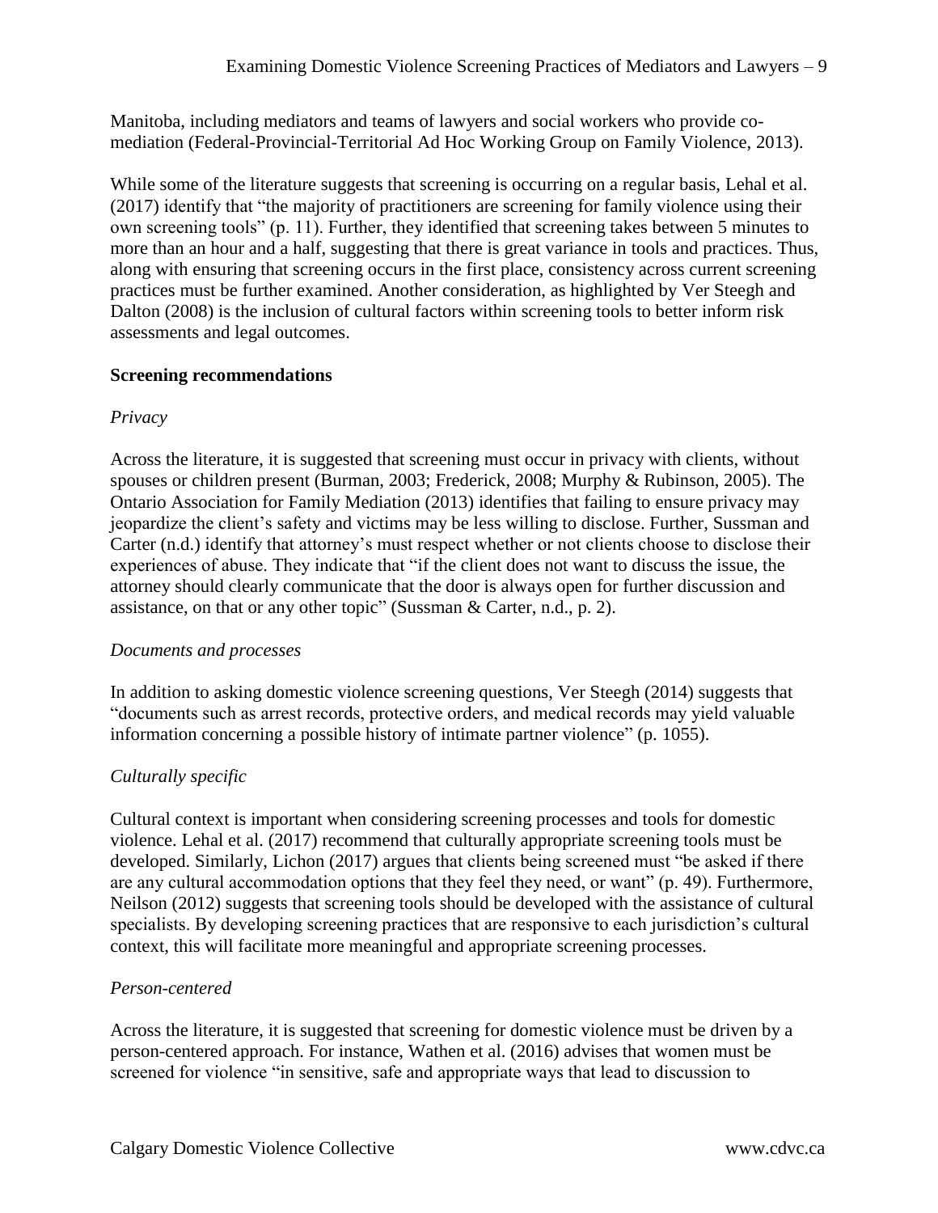Manitoba, including mediators and teams of lawyers and social workers who provide co-mediation (Federal-Provincial-Territorial Ad Hoc Working Group on Family Violence, 2013).

While some of the literature suggests that screening is occurring on a regular basis, Lehal et al. (2017) identify that "the majority of practitioners are screening for family violence using their own screening tools" (p. 11). Further, they identified that screening takes between 5 minutes to more than an hour and a half, suggesting that there is great variance in tools and practices. Thus, along with ensuring that screening occurs in the first place, consistency across current screening practices must be further examined. Another consideration, as highlighted by Ver Steegh and Dalton (2008) is the inclusion of cultural factors within screening tools to better inform risk assessments and legal outcomes.

**Screening recommendations**

*Privacy*

Across the literature, it is suggested that screening must occur in privacy with clients, without spouses or children present (Burman, 2003; Frederick, 2008; Murphy & Rubinson, 2005). The Ontario Association for Family Mediation (2013) identifies that failing to ensure privacy may jeopardize the client's safety and victims may be less willing to disclose. Further, Sussman and Carter (n.d.) identify that attorney's must respect whether or not clients choose to disclose their experiences of abuse. They indicate that "if the client does not want to discuss the issue, the attorney should clearly communicate that the door is always open for further discussion and assistance, on that or any other topic" (Sussman & Carter, n.d., p. 2).

*Documents and processes*

In addition to asking domestic violence screening questions, Ver Steegh (2014) suggests that "documents such as arrest records, protective orders, and medical records may yield valuable information concerning a possible history of intimate partner violence" (p. 1055).

*Culturally specific*

Cultural context is important when considering screening processes and tools for domestic violence. Lehal et al. (2017) recommend that culturally appropriate screening tools must be developed. Similarly, Lichon (2017) argues that clients being screened must "be asked if there are any cultural accommodation options that they feel they need, or want" (p. 49). Furthermore, Neilson (2012) suggests that screening tools should be developed with the assistance of cultural specialists. By developing screening practices that are responsive to each jurisdiction's cultural context, this will facilitate more meaningful and appropriate screening processes.

*Person-centered*

Across the literature, it is suggested that screening for domestic violence must be driven by a person-centered approach. For instance, Wathen et al. (2016) advises that women must be screened for violence "in sensitive, safe and appropriate ways that lead to discussion to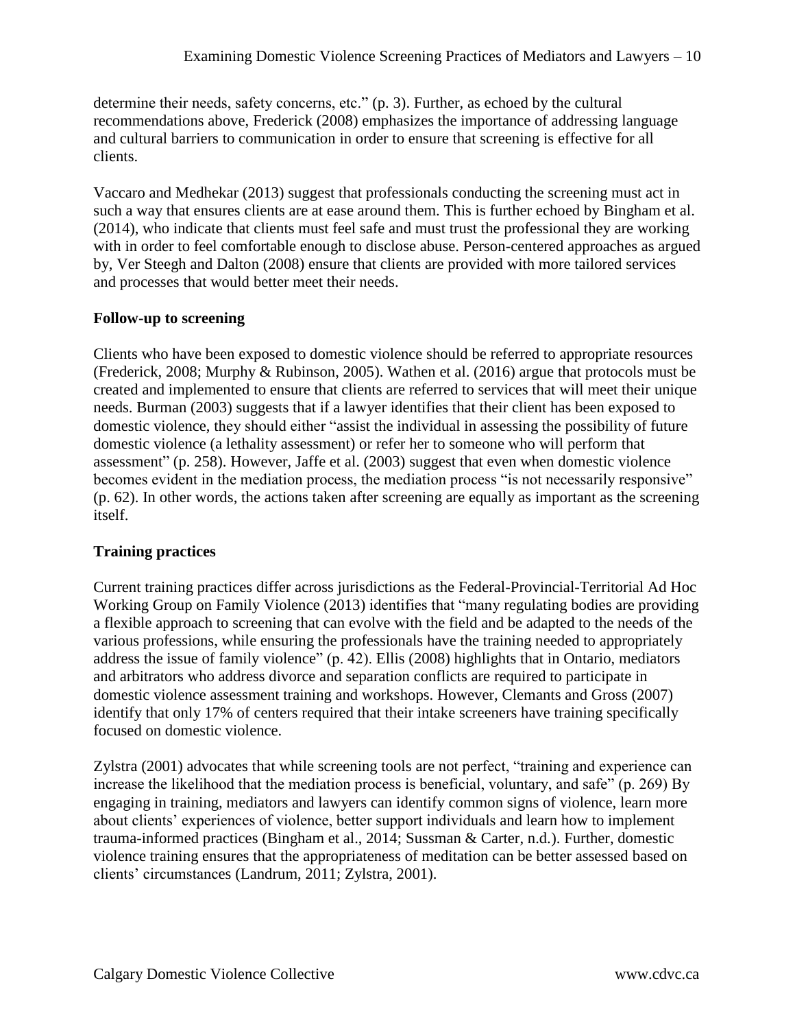determine their needs, safety concerns, etc." (p. 3). Further, as echoed by the cultural recommendations above, Frederick (2008) emphasizes the importance of addressing language and cultural barriers to communication in order to ensure that screening is effective for all clients.

Vaccaro and Medhekar (2013) suggest that professionals conducting the screening must act in such a way that ensures clients are at ease around them. This is further echoed by Bingham et al. (2014), who indicate that clients must feel safe and must trust the professional they are working with in order to feel comfortable enough to disclose abuse. Person-centered approaches as argued by, Ver Steegh and Dalton (2008) ensure that clients are provided with more tailored services and processes that would better meet their needs.

### Follow-up to screening

Clients who have been exposed to domestic violence should be referred to appropriate resources (Frederick, 2008; Murphy & Rubinson, 2005). Wathen et al. (2016) argue that protocols must be created and implemented to ensure that clients are referred to services that will meet their unique needs. Burman (2003) suggests that if a lawyer identifies that their client has been exposed to domestic violence, they should either "assist the individual in assessing the possibility of future domestic violence (a lethality assessment) or refer her to someone who will perform that assessment" (p. 258). However, Jaffe et al. (2003) suggest that even when domestic violence becomes evident in the mediation process, the mediation process "is not necessarily responsive" (p. 62). In other words, the actions taken after screening are equally as important as the screening itself.

### Training practices

Current training practices differ across jurisdictions as the Federal-Provincial-Territorial Ad Hoc Working Group on Family Violence (2013) identifies that "many regulating bodies are providing a flexible approach to screening that can evolve with the field and be adapted to the needs of the various professions, while ensuring the professionals have the training needed to appropriately address the issue of family violence" (p. 42). Ellis (2008) highlights that in Ontario, mediators and arbitrators who address divorce and separation conflicts are required to participate in domestic violence assessment training and workshops. However, Clemants and Gross (2007) identify that only 17% of centers required that their intake screeners have training specifically focused on domestic violence.

Zylstra (2001) advocates that while screening tools are not perfect, "training and experience can increase the likelihood that the mediation process is beneficial, voluntary, and safe" (p. 269) By engaging in training, mediators and lawyers can identify common signs of violence, learn more about clients' experiences of violence, better support individuals and learn how to implement trauma-informed practices (Bingham et al., 2014; Sussman & Carter, n.d.). Further, domestic violence training ensures that the appropriateness of meditation can be better assessed based on clients' circumstances (Landrum, 2011; Zylstra, 2001).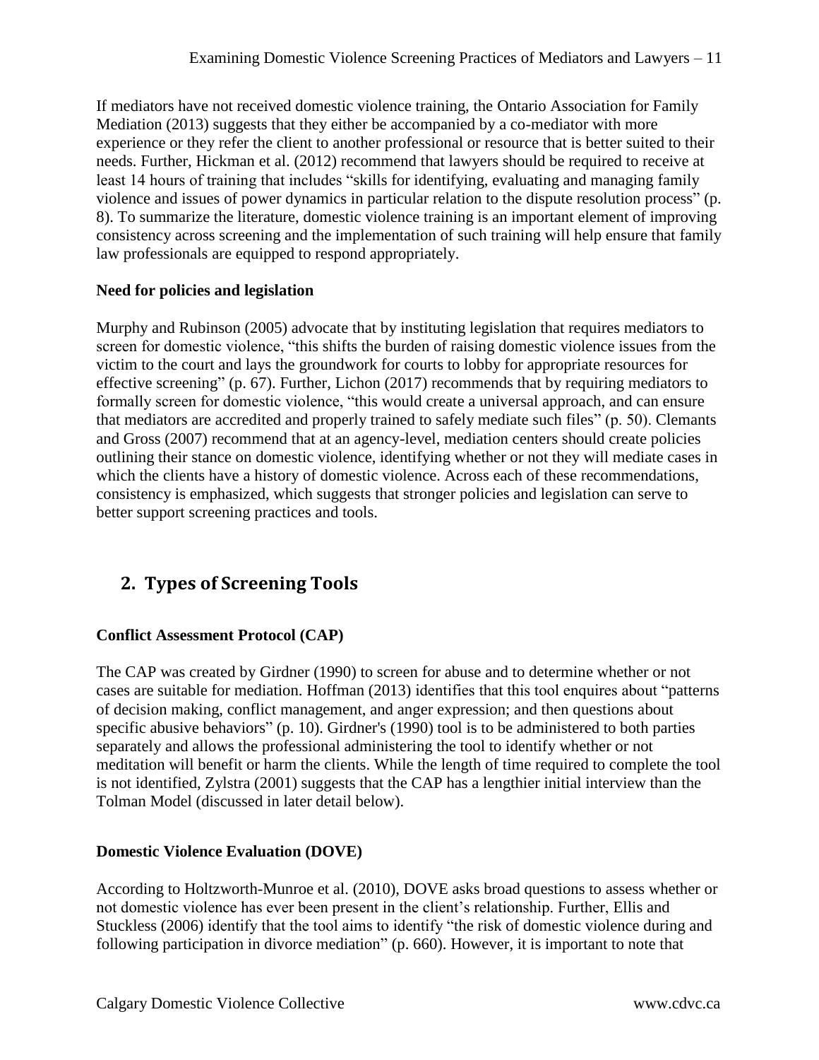If mediators have not received domestic violence training, the Ontario Association for Family Mediation (2013) suggests that they either be accompanied by a co-mediator with more experience or they refer the client to another professional or resource that is better suited to their needs. Further, Hickman et al. (2012) recommend that lawyers should be required to receive at least 14 hours of training that includes "skills for identifying, evaluating and managing family violence and issues of power dynamics in particular relation to the dispute resolution process" (p. 8). To summarize the literature, domestic violence training is an important element of improving consistency across screening and the implementation of such training will help ensure that family law professionals are equipped to respond appropriately.

**Need for policies and legislation**

Murphy and Rubinson (2005) advocate that by instituting legislation that requires mediators to screen for domestic violence, "this shifts the burden of raising domestic violence issues from the victim to the court and lays the groundwork for courts to lobby for appropriate resources for effective screening" (p. 67). Further, Lichon (2017) recommends that by requiring mediators to formally screen for domestic violence, "this would create a universal approach, and can ensure that mediators are accredited and properly trained to safely mediate such files" (p. 50). Clemants and Gross (2007) recommend that at an agency-level, mediation centers should create policies outlining their stance on domestic violence, identifying whether or not they will mediate cases in which the clients have a history of domestic violence. Across each of these recommendations, consistency is emphasized, which suggests that stronger policies and legislation can serve to better support screening practices and tools.

## 2. Types of Screening Tools

**Conflict Assessment Protocol (CAP)**

The CAP was created by Girdner (1990) to screen for abuse and to determine whether or not cases are suitable for mediation. Hoffman (2013) identifies that this tool enquires about "patterns of decision making, conflict management, and anger expression; and then questions about specific abusive behaviors" (p. 10). Girdner's (1990) tool is to be administered to both parties separately and allows the professional administering the tool to identify whether or not meditation will benefit or harm the clients. While the length of time required to complete the tool is not identified, Zylstra (2001) suggests that the CAP has a lengthier initial interview than the Tolman Model (discussed in later detail below).

**Domestic Violence Evaluation (DOVE)**

According to Holtzworth-Munroe et al. (2010), DOVE asks broad questions to assess whether or not domestic violence has ever been present in the client's relationship. Further, Ellis and Stuckless (2006) identify that the tool aims to identify "the risk of domestic violence during and following participation in divorce mediation" (p. 660). However, it is important to note that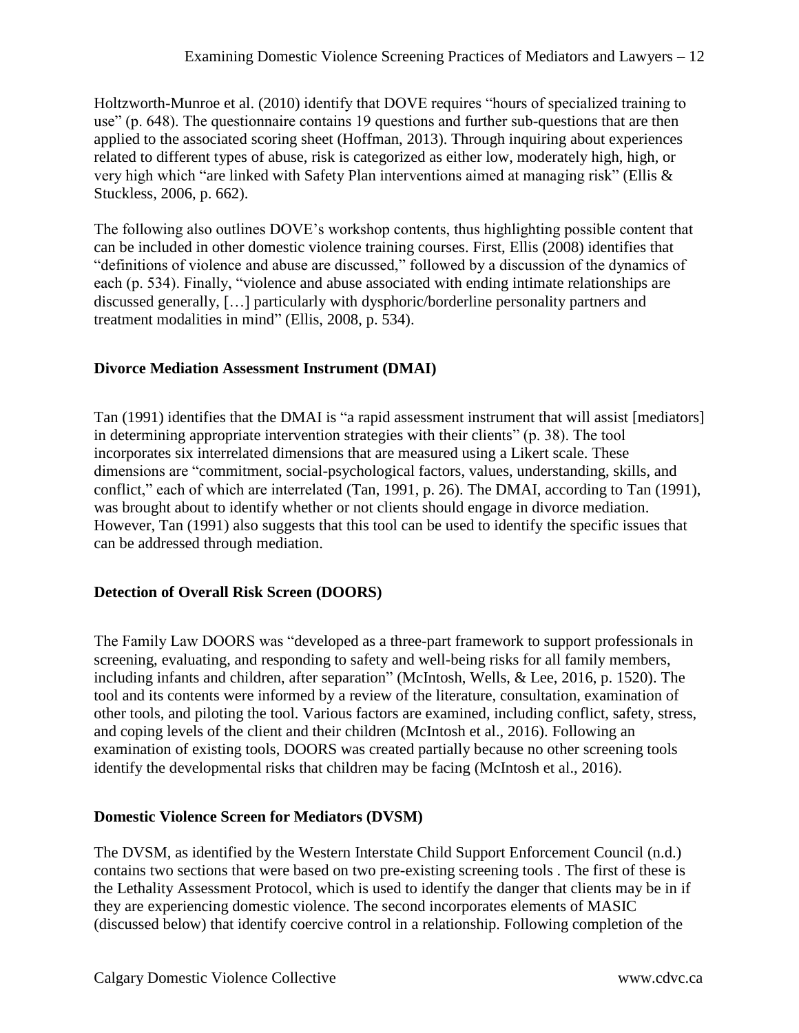Holtzworth-Munroe et al. (2010) identify that DOVE requires "hours of specialized training to use" (p. 648). The questionnaire contains 19 questions and further sub-questions that are then applied to the associated scoring sheet (Hoffman, 2013). Through inquiring about experiences related to different types of abuse, risk is categorized as either low, moderately high, high, or very high which "are linked with Safety Plan interventions aimed at managing risk" (Ellis & Stuckless, 2006, p. 662).

The following also outlines DOVE's workshop contents, thus highlighting possible content that can be included in other domestic violence training courses. First, Ellis (2008) identifies that "definitions of violence and abuse are discussed," followed by a discussion of the dynamics of each (p. 534). Finally, "violence and abuse associated with ending intimate relationships are discussed generally, […] particularly with dysphoric/borderline personality partners and treatment modalities in mind" (Ellis, 2008, p. 534).

### Divorce Mediation Assessment Instrument (DMAI)

Tan (1991) identifies that the DMAI is "a rapid assessment instrument that will assist [mediators] in determining appropriate intervention strategies with their clients" (p. 38). The tool incorporates six interrelated dimensions that are measured using a Likert scale. These dimensions are "commitment, social-psychological factors, values, understanding, skills, and conflict," each of which are interrelated (Tan, 1991, p. 26). The DMAI, according to Tan (1991), was brought about to identify whether or not clients should engage in divorce mediation. However, Tan (1991) also suggests that this tool can be used to identify the specific issues that can be addressed through mediation.

### Detection of Overall Risk Screen (DOORS)

The Family Law DOORS was "developed as a three-part framework to support professionals in screening, evaluating, and responding to safety and well-being risks for all family members, including infants and children, after separation" (McIntosh, Wells, & Lee, 2016, p. 1520). The tool and its contents were informed by a review of the literature, consultation, examination of other tools, and piloting the tool. Various factors are examined, including conflict, safety, stress, and coping levels of the client and their children (McIntosh et al., 2016). Following an examination of existing tools, DOORS was created partially because no other screening tools identify the developmental risks that children may be facing (McIntosh et al., 2016).

### Domestic Violence Screen for Mediators (DVSM)

The DVSM, as identified by the Western Interstate Child Support Enforcement Council (n.d.) contains two sections that were based on two pre-existing screening tools . The first of these is the Lethality Assessment Protocol, which is used to identify the danger that clients may be in if they are experiencing domestic violence. The second incorporates elements of MASIC (discussed below) that identify coercive control in a relationship. Following completion of the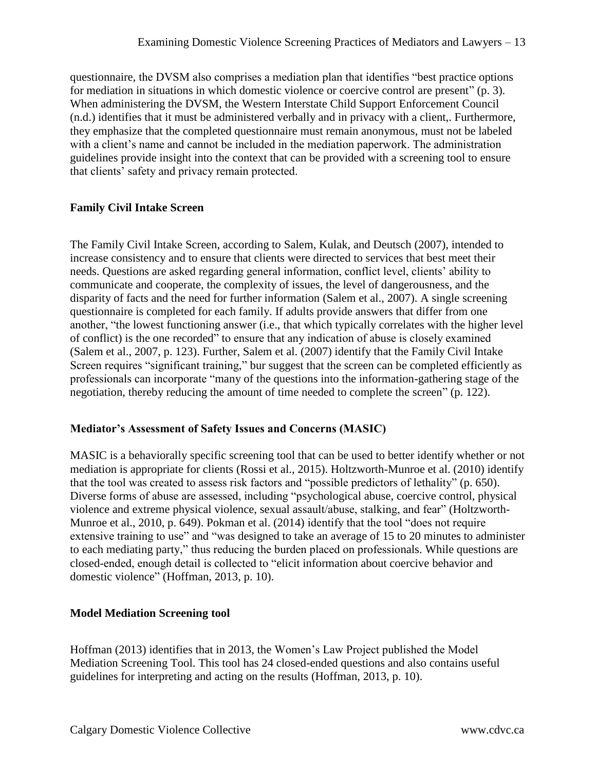questionnaire, the DVSM also comprises a mediation plan that identifies "best practice options for mediation in situations in which domestic violence or coercive control are present" (p. 3). When administering the DVSM, the Western Interstate Child Support Enforcement Council (n.d.) identifies that it must be administered verbally and in privacy with a client,. Furthermore, they emphasize that the completed questionnaire must remain anonymous, must not be labeled with a client's name and cannot be included in the mediation paperwork. The administration guidelines provide insight into the context that can be provided with a screening tool to ensure that clients' safety and privacy remain protected.

### Family Civil Intake Screen

The Family Civil Intake Screen, according to Salem, Kulak, and Deutsch (2007), intended to increase consistency and to ensure that clients were directed to services that best meet their needs. Questions are asked regarding general information, conflict level, clients' ability to communicate and cooperate, the complexity of issues, the level of dangerousness, and the disparity of facts and the need for further information (Salem et al., 2007). A single screening questionnaire is completed for each family. If adults provide answers that differ from one another, "the lowest functioning answer (i.e., that which typically correlates with the higher level of conflict) is the one recorded" to ensure that any indication of abuse is closely examined (Salem et al., 2007, p. 123). Further, Salem et al. (2007) identify that the Family Civil Intake Screen requires "significant training," bur suggest that the screen can be completed efficiently as professionals can incorporate "many of the questions into the information-gathering stage of the negotiation, thereby reducing the amount of time needed to complete the screen" (p. 122).

### Mediator's Assessment of Safety Issues and Concerns (MASIC)

MASIC is a behaviorally specific screening tool that can be used to better identify whether or not mediation is appropriate for clients (Rossi et al., 2015). Holtzworth-Munroe et al. (2010) identify that the tool was created to assess risk factors and "possible predictors of lethality" (p. 650). Diverse forms of abuse are assessed, including "psychological abuse, coercive control, physical violence and extreme physical violence, sexual assault/abuse, stalking, and fear" (Holtzworth-Munroe et al., 2010, p. 649). Pokman et al. (2014) identify that the tool "does not require extensive training to use" and "was designed to take an average of 15 to 20 minutes to administer to each mediating party," thus reducing the burden placed on professionals. While questions are closed-ended, enough detail is collected to "elicit information about coercive behavior and domestic violence" (Hoffman, 2013, p. 10).

### Model Mediation Screening tool

Hoffman (2013) identifies that in 2013, the Women's Law Project published the Model Mediation Screening Tool. This tool has 24 closed-ended questions and also contains useful guidelines for interpreting and acting on the results (Hoffman, 2013, p. 10).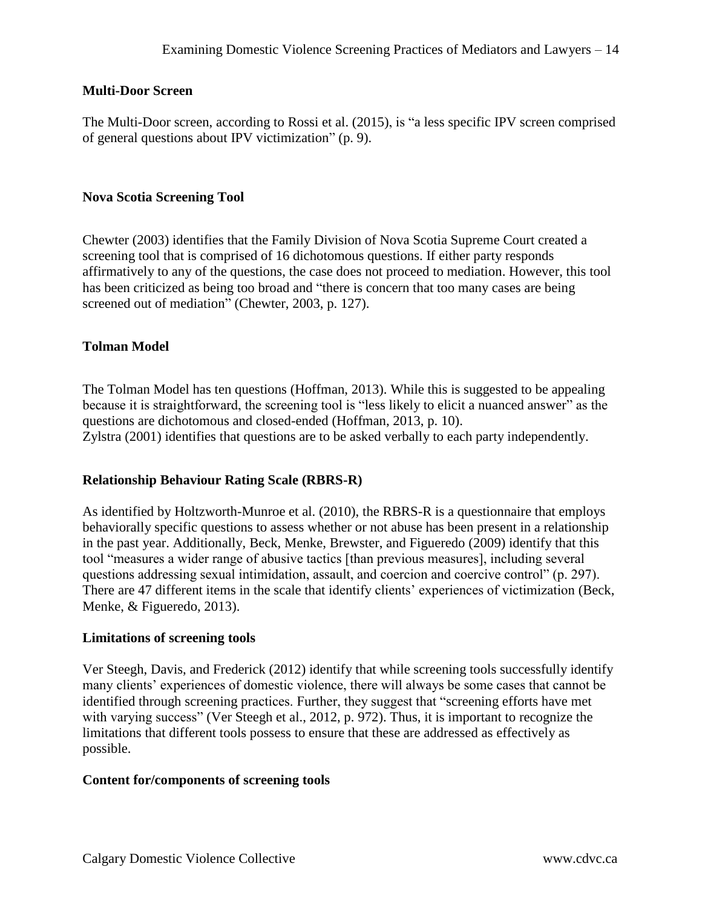### Multi-Door Screen

The Multi-Door screen, according to Rossi et al. (2015), is "a less specific IPV screen comprised of general questions about IPV victimization" (p. 9).

### Nova Scotia Screening Tool

Chewter (2003) identifies that the Family Division of Nova Scotia Supreme Court created a screening tool that is comprised of 16 dichotomous questions. If either party responds affirmatively to any of the questions, the case does not proceed to mediation. However, this tool has been criticized as being too broad and "there is concern that too many cases are being screened out of mediation" (Chewter, 2003, p. 127).

### Tolman Model

The Tolman Model has ten questions (Hoffman, 2013). While this is suggested to be appealing because it is straightforward, the screening tool is "less likely to elicit a nuanced answer" as the questions are dichotomous and closed-ended (Hoffman, 2013, p. 10).
Zylstra (2001) identifies that questions are to be asked verbally to each party independently.

### Relationship Behaviour Rating Scale (RBRS-R)

As identified by Holtzworth-Munroe et al. (2010), the RBRS-R is a questionnaire that employs behaviorally specific questions to assess whether or not abuse has been present in a relationship in the past year. Additionally, Beck, Menke, Brewster, and Figueredo (2009) identify that this tool "measures a wider range of abusive tactics [than previous measures], including several questions addressing sexual intimidation, assault, and coercion and coercive control" (p. 297). There are 47 different items in the scale that identify clients' experiences of victimization (Beck, Menke, & Figueredo, 2013).

### Limitations of screening tools

Ver Steegh, Davis, and Frederick (2012) identify that while screening tools successfully identify many clients' experiences of domestic violence, there will always be some cases that cannot be identified through screening practices. Further, they suggest that "screening efforts have met with varying success" (Ver Steegh et al., 2012, p. 972). Thus, it is important to recognize the limitations that different tools possess to ensure that these are addressed as effectively as possible.

### Content for/components of screening tools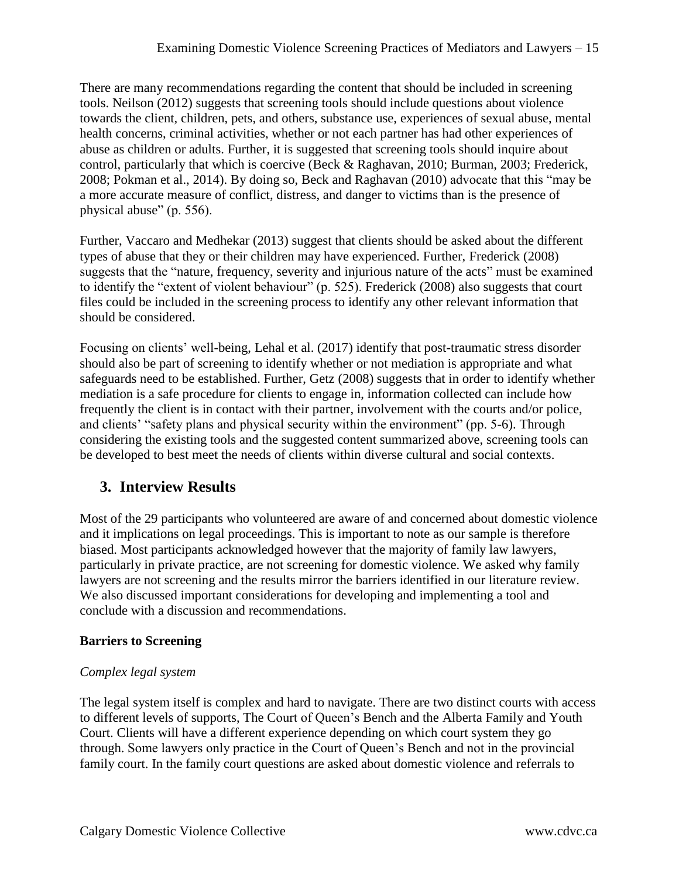There are many recommendations regarding the content that should be included in screening tools. Neilson (2012) suggests that screening tools should include questions about violence towards the client, children, pets, and others, substance use, experiences of sexual abuse, mental health concerns, criminal activities, whether or not each partner has had other experiences of abuse as children or adults. Further, it is suggested that screening tools should inquire about control, particularly that which is coercive (Beck & Raghavan, 2010; Burman, 2003; Frederick, 2008; Pokman et al., 2014). By doing so, Beck and Raghavan (2010) advocate that this "may be a more accurate measure of conflict, distress, and danger to victims than is the presence of physical abuse" (p. 556).

Further, Vaccaro and Medhekar (2013) suggest that clients should be asked about the different types of abuse that they or their children may have experienced. Further, Frederick (2008) suggests that the "nature, frequency, severity and injurious nature of the acts" must be examined to identify the "extent of violent behaviour" (p. 525). Frederick (2008) also suggests that court files could be included in the screening process to identify any other relevant information that should be considered.

Focusing on clients' well-being, Lehal et al. (2017) identify that post-traumatic stress disorder should also be part of screening to identify whether or not mediation is appropriate and what safeguards need to be established. Further, Getz (2008) suggests that in order to identify whether mediation is a safe procedure for clients to engage in, information collected can include how frequently the client is in contact with their partner, involvement with the courts and/or police, and clients' "safety plans and physical security within the environment" (pp. 5-6). Through considering the existing tools and the suggested content summarized above, screening tools can be developed to best meet the needs of clients within diverse cultural and social contexts.

## 3. Interview Results

Most of the 29 participants who volunteered are aware of and concerned about domestic violence and it implications on legal proceedings. This is important to note as our sample is therefore biased. Most participants acknowledged however that the majority of family law lawyers, particularly in private practice, are not screening for domestic violence. We asked why family lawyers are not screening and the results mirror the barriers identified in our literature review. We also discussed important considerations for developing and implementing a tool and conclude with a discussion and recommendations.

### Barriers to Screening

#### *Complex legal system*

The legal system itself is complex and hard to navigate. There are two distinct courts with access to different levels of supports, The Court of Queen's Bench and the Alberta Family and Youth Court. Clients will have a different experience depending on which court system they go through. Some lawyers only practice in the Court of Queen's Bench and not in the provincial family court. In the family court questions are asked about domestic violence and referrals to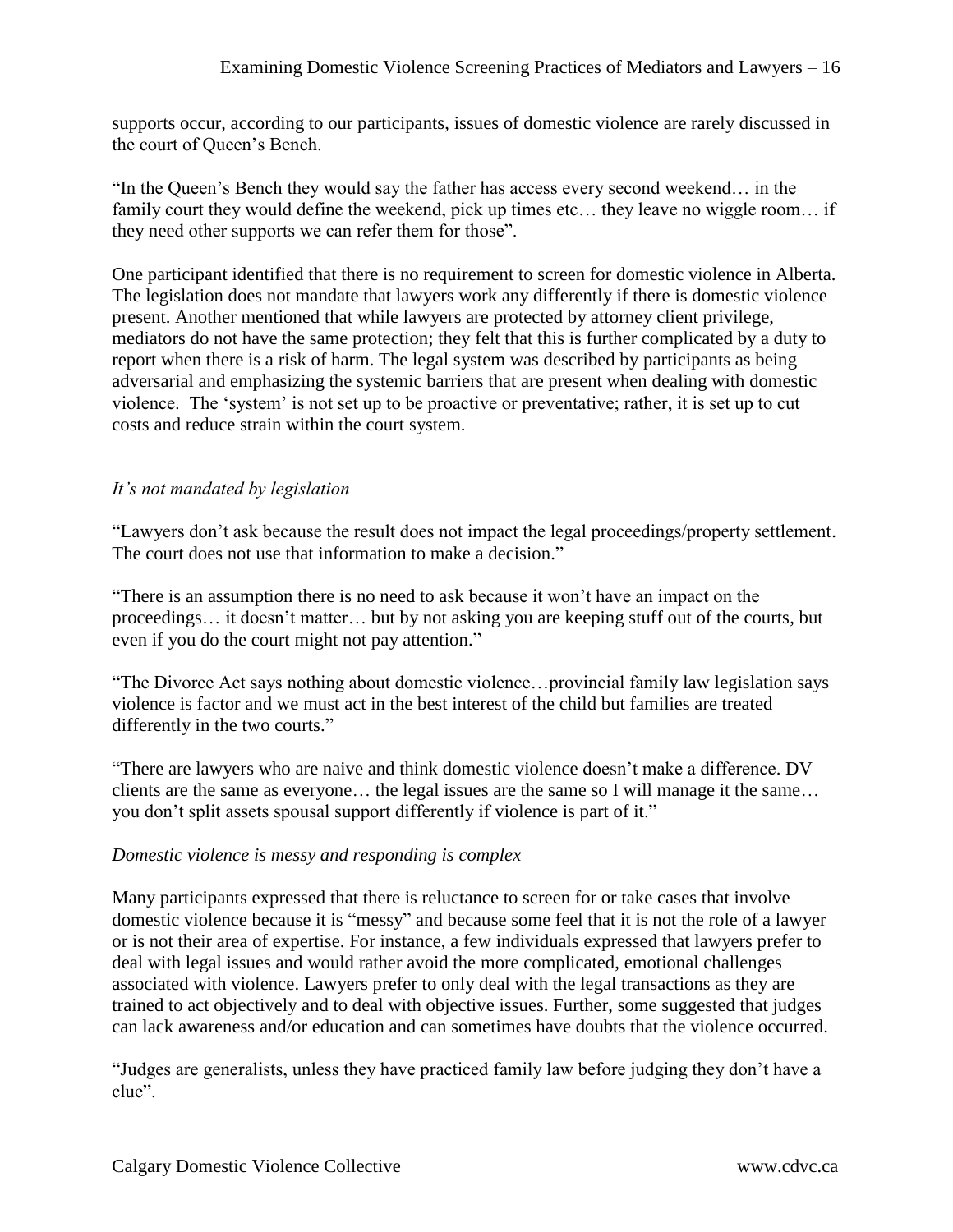supports occur, according to our participants, issues of domestic violence are rarely discussed in the court of Queen's Bench.

"In the Queen's Bench they would say the father has access every second weekend… in the family court they would define the weekend, pick up times etc… they leave no wiggle room… if they need other supports we can refer them for those".

One participant identified that there is no requirement to screen for domestic violence in Alberta. The legislation does not mandate that lawyers work any differently if there is domestic violence present. Another mentioned that while lawyers are protected by attorney client privilege, mediators do not have the same protection; they felt that this is further complicated by a duty to report when there is a risk of harm. The legal system was described by participants as being adversarial and emphasizing the systemic barriers that are present when dealing with domestic violence. The 'system' is not set up to be proactive or preventative; rather, it is set up to cut costs and reduce strain within the court system.

*It's not mandated by legislation*

"Lawyers don't ask because the result does not impact the legal proceedings/property settlement. The court does not use that information to make a decision."

"There is an assumption there is no need to ask because it won't have an impact on the proceedings… it doesn't matter… but by not asking you are keeping stuff out of the courts, but even if you do the court might not pay attention."

"The Divorce Act says nothing about domestic violence…provincial family law legislation says violence is factor and we must act in the best interest of the child but families are treated differently in the two courts."

"There are lawyers who are naive and think domestic violence doesn't make a difference. DV clients are the same as everyone… the legal issues are the same so I will manage it the same… you don't split assets spousal support differently if violence is part of it."

*Domestic violence is messy and responding is complex*

Many participants expressed that there is reluctance to screen for or take cases that involve domestic violence because it is "messy" and because some feel that it is not the role of a lawyer or is not their area of expertise. For instance, a few individuals expressed that lawyers prefer to deal with legal issues and would rather avoid the more complicated, emotional challenges associated with violence. Lawyers prefer to only deal with the legal transactions as they are trained to act objectively and to deal with objective issues. Further, some suggested that judges can lack awareness and/or education and can sometimes have doubts that the violence occurred.

"Judges are generalists, unless they have practiced family law before judging they don't have a clue".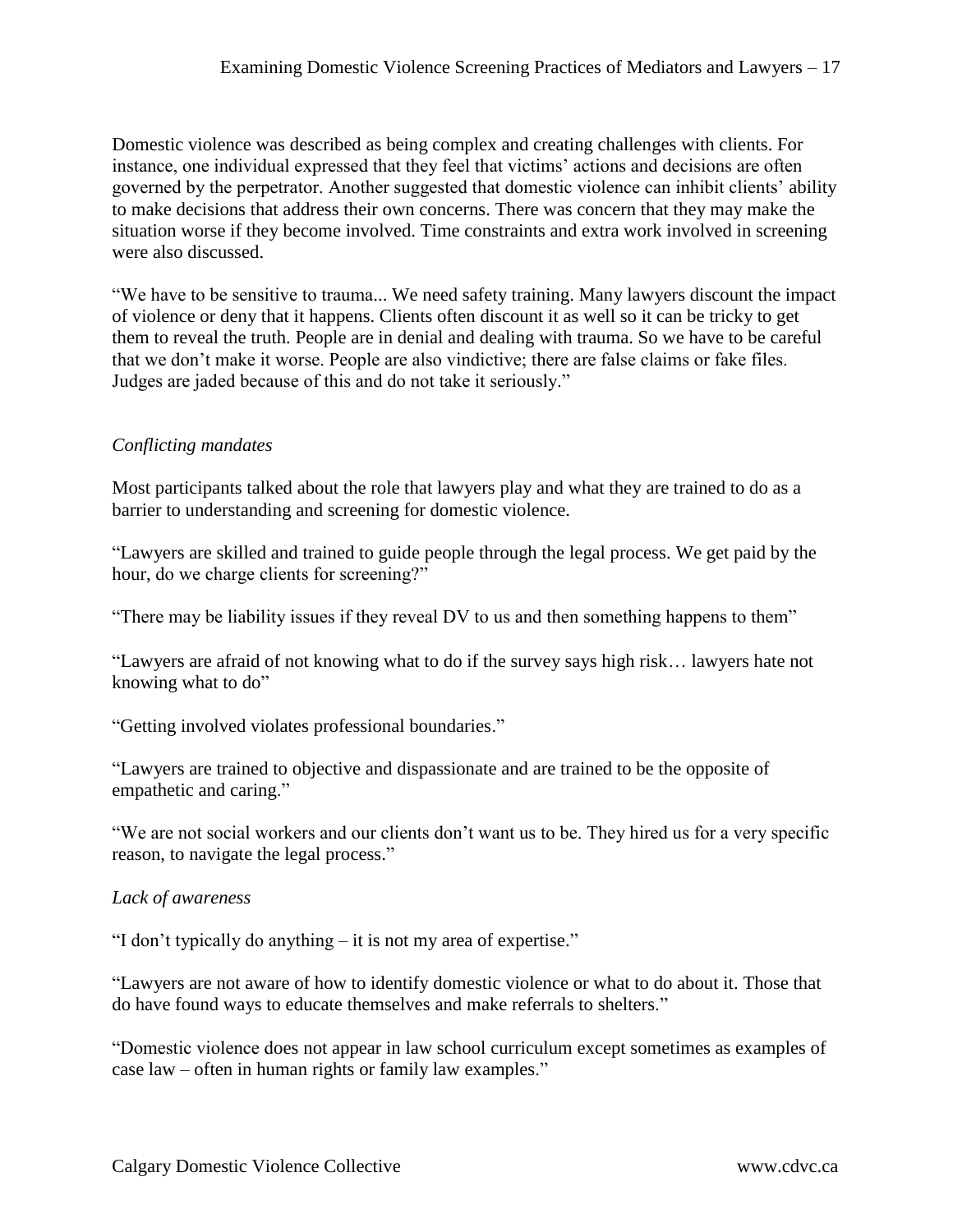Domestic violence was described as being complex and creating challenges with clients. For instance, one individual expressed that they feel that victims' actions and decisions are often governed by the perpetrator. Another suggested that domestic violence can inhibit clients' ability to make decisions that address their own concerns. There was concern that they may make the situation worse if they become involved. Time constraints and extra work involved in screening were also discussed.

"We have to be sensitive to trauma... We need safety training. Many lawyers discount the impact of violence or deny that it happens. Clients often discount it as well so it can be tricky to get them to reveal the truth. People are in denial and dealing with trauma. So we have to be careful that we don't make it worse. People are also vindictive; there are false claims or fake files. Judges are jaded because of this and do not take it seriously."

*Conflicting mandates*

Most participants talked about the role that lawyers play and what they are trained to do as a barrier to understanding and screening for domestic violence.

"Lawyers are skilled and trained to guide people through the legal process. We get paid by the hour, do we charge clients for screening?"

"There may be liability issues if they reveal DV to us and then something happens to them"

"Lawyers are afraid of not knowing what to do if the survey says high risk… lawyers hate not knowing what to do"

"Getting involved violates professional boundaries."

"Lawyers are trained to objective and dispassionate and are trained to be the opposite of empathetic and caring."

"We are not social workers and our clients don't want us to be. They hired us for a very specific reason, to navigate the legal process."

*Lack of awareness*

"I don't typically do anything – it is not my area of expertise."

"Lawyers are not aware of how to identify domestic violence or what to do about it. Those that do have found ways to educate themselves and make referrals to shelters."

"Domestic violence does not appear in law school curriculum except sometimes as examples of case law – often in human rights or family law examples."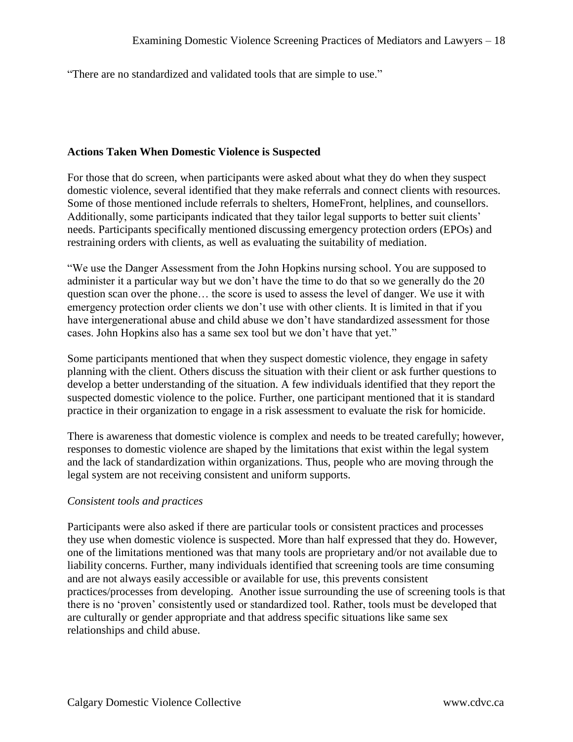“There are no standardized and validated tools that are simple to use.”

## Actions Taken When Domestic Violence is Suspected

For those that do screen, when participants were asked about what they do when they suspect domestic violence, several identified that they make referrals and connect clients with resources. Some of those mentioned include referrals to shelters, HomeFront, helplines, and counsellors. Additionally, some participants indicated that they tailor legal supports to better suit clients' needs. Participants specifically mentioned discussing emergency protection orders (EPOs) and restraining orders with clients, as well as evaluating the suitability of mediation.

“We use the Danger Assessment from the John Hopkins nursing school. You are supposed to administer it a particular way but we don't have the time to do that so we generally do the 20 question scan over the phone… the score is used to assess the level of danger. We use it with emergency protection order clients we don't use with other clients. It is limited in that if you have intergenerational abuse and child abuse we don't have standardized assessment for those cases. John Hopkins also has a same sex tool but we don't have that yet.”

Some participants mentioned that when they suspect domestic violence, they engage in safety planning with the client. Others discuss the situation with their client or ask further questions to develop a better understanding of the situation. A few individuals identified that they report the suspected domestic violence to the police. Further, one participant mentioned that it is standard practice in their organization to engage in a risk assessment to evaluate the risk for homicide.

There is awareness that domestic violence is complex and needs to be treated carefully; however, responses to domestic violence are shaped by the limitations that exist within the legal system and the lack of standardization within organizations. Thus, people who are moving through the legal system are not receiving consistent and uniform supports.

*Consistent tools and practices*

Participants were also asked if there are particular tools or consistent practices and processes they use when domestic violence is suspected. More than half expressed that they do. However, one of the limitations mentioned was that many tools are proprietary and/or not available due to liability concerns. Further, many individuals identified that screening tools are time consuming and are not always easily accessible or available for use, this prevents consistent practices/processes from developing. Another issue surrounding the use of screening tools is that there is no 'proven' consistently used or standardized tool. Rather, tools must be developed that are culturally or gender appropriate and that address specific situations like same sex relationships and child abuse.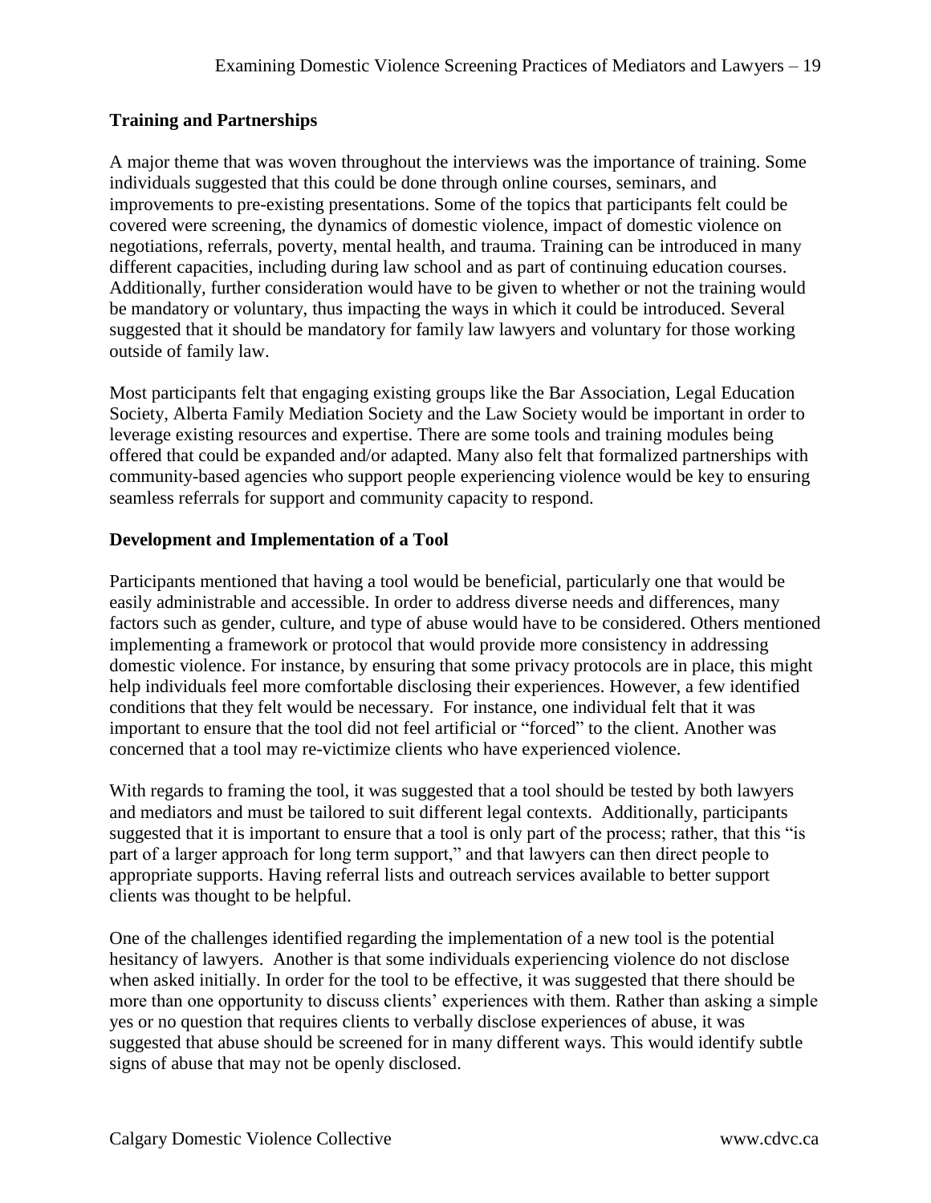### Training and Partnerships

A major theme that was woven throughout the interviews was the importance of training. Some individuals suggested that this could be done through online courses, seminars, and improvements to pre-existing presentations. Some of the topics that participants felt could be covered were screening, the dynamics of domestic violence, impact of domestic violence on negotiations, referrals, poverty, mental health, and trauma. Training can be introduced in many different capacities, including during law school and as part of continuing education courses. Additionally, further consideration would have to be given to whether or not the training would be mandatory or voluntary, thus impacting the ways in which it could be introduced. Several suggested that it should be mandatory for family law lawyers and voluntary for those working outside of family law.

Most participants felt that engaging existing groups like the Bar Association, Legal Education Society, Alberta Family Mediation Society and the Law Society would be important in order to leverage existing resources and expertise. There are some tools and training modules being offered that could be expanded and/or adapted. Many also felt that formalized partnerships with community-based agencies who support people experiencing violence would be key to ensuring seamless referrals for support and community capacity to respond.

### Development and Implementation of a Tool

Participants mentioned that having a tool would be beneficial, particularly one that would be easily administrable and accessible. In order to address diverse needs and differences, many factors such as gender, culture, and type of abuse would have to be considered. Others mentioned implementing a framework or protocol that would provide more consistency in addressing domestic violence. For instance, by ensuring that some privacy protocols are in place, this might help individuals feel more comfortable disclosing their experiences. However, a few identified conditions that they felt would be necessary. For instance, one individual felt that it was important to ensure that the tool did not feel artificial or "forced" to the client. Another was concerned that a tool may re-victimize clients who have experienced violence.

With regards to framing the tool, it was suggested that a tool should be tested by both lawyers and mediators and must be tailored to suit different legal contexts. Additionally, participants suggested that it is important to ensure that a tool is only part of the process; rather, that this "is part of a larger approach for long term support," and that lawyers can then direct people to appropriate supports. Having referral lists and outreach services available to better support clients was thought to be helpful.

One of the challenges identified regarding the implementation of a new tool is the potential hesitancy of lawyers. Another is that some individuals experiencing violence do not disclose when asked initially. In order for the tool to be effective, it was suggested that there should be more than one opportunity to discuss clients' experiences with them. Rather than asking a simple yes or no question that requires clients to verbally disclose experiences of abuse, it was suggested that abuse should be screened for in many different ways. This would identify subtle signs of abuse that may not be openly disclosed.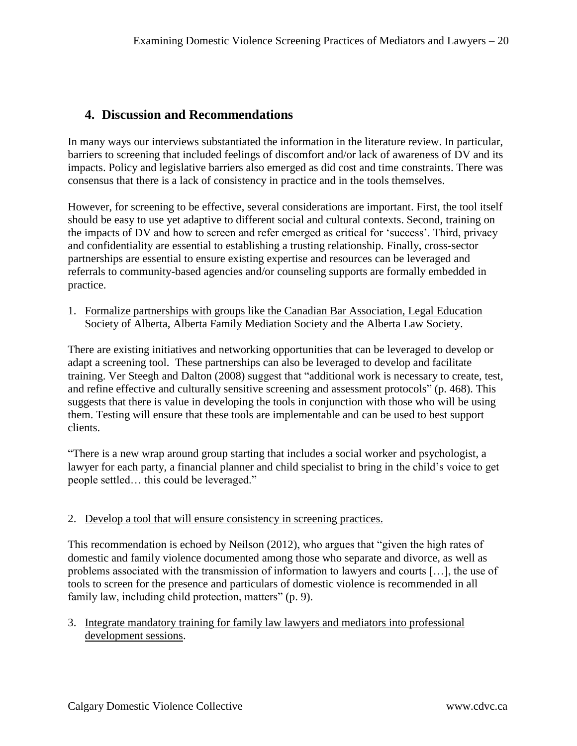## 4. Discussion and Recommendations

In many ways our interviews substantiated the information in the literature review. In particular, barriers to screening that included feelings of discomfort and/or lack of awareness of DV and its impacts. Policy and legislative barriers also emerged as did cost and time constraints. There was consensus that there is a lack of consistency in practice and in the tools themselves.

However, for screening to be effective, several considerations are important. First, the tool itself should be easy to use yet adaptive to different social and cultural contexts. Second, training on the impacts of DV and how to screen and refer emerged as critical for 'success'. Third, privacy and confidentiality are essential to establishing a trusting relationship. Finally, cross-sector partnerships are essential to ensure existing expertise and resources can be leveraged and referrals to community-based agencies and/or counseling supports are formally embedded in practice.

1. <u>Formalize partnerships with groups like the Canadian Bar Association, Legal Education Society of Alberta, Alberta Family Mediation Society and the Alberta Law Society.</u>

There are existing initiatives and networking opportunities that can be leveraged to develop or adapt a screening tool. These partnerships can also be leveraged to develop and facilitate training. Ver Steegh and Dalton (2008) suggest that "additional work is necessary to create, test, and refine effective and culturally sensitive screening and assessment protocols" (p. 468). This suggests that there is value in developing the tools in conjunction with those who will be using them. Testing will ensure that these tools are implementable and can be used to best support clients.

"There is a new wrap around group starting that includes a social worker and psychologist, a lawyer for each party, a financial planner and child specialist to bring in the child's voice to get people settled… this could be leveraged."

2. <u>Develop a tool that will ensure consistency in screening practices.</u>

This recommendation is echoed by Neilson (2012), who argues that "given the high rates of domestic and family violence documented among those who separate and divorce, as well as problems associated with the transmission of information to lawyers and courts […], the use of tools to screen for the presence and particulars of domestic violence is recommended in all family law, including child protection, matters" (p. 9).

3. <u>Integrate mandatory training for family law lawyers and mediators into professional development sessions</u>.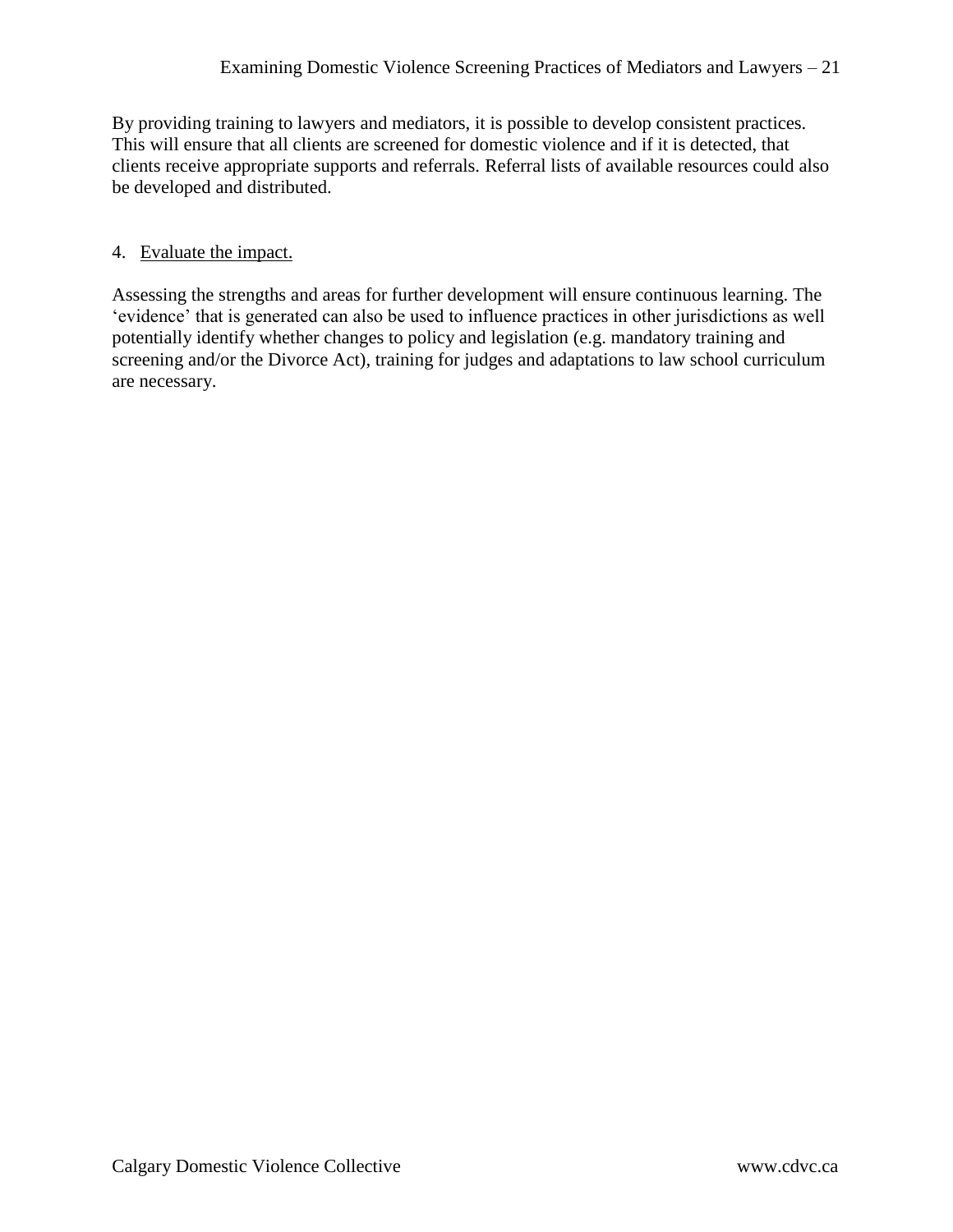By providing training to lawyers and mediators, it is possible to develop consistent practices. This will ensure that all clients are screened for domestic violence and if it is detected, that clients receive appropriate supports and referrals. Referral lists of available resources could also be developed and distributed.

4. <u>Evaluate the impact.</u>

Assessing the strengths and areas for further development will ensure continuous learning. The 'evidence' that is generated can also be used to influence practices in other jurisdictions as well potentially identify whether changes to policy and legislation (e.g. mandatory training and screening and/or the Divorce Act), training for judges and adaptations to law school curriculum are necessary.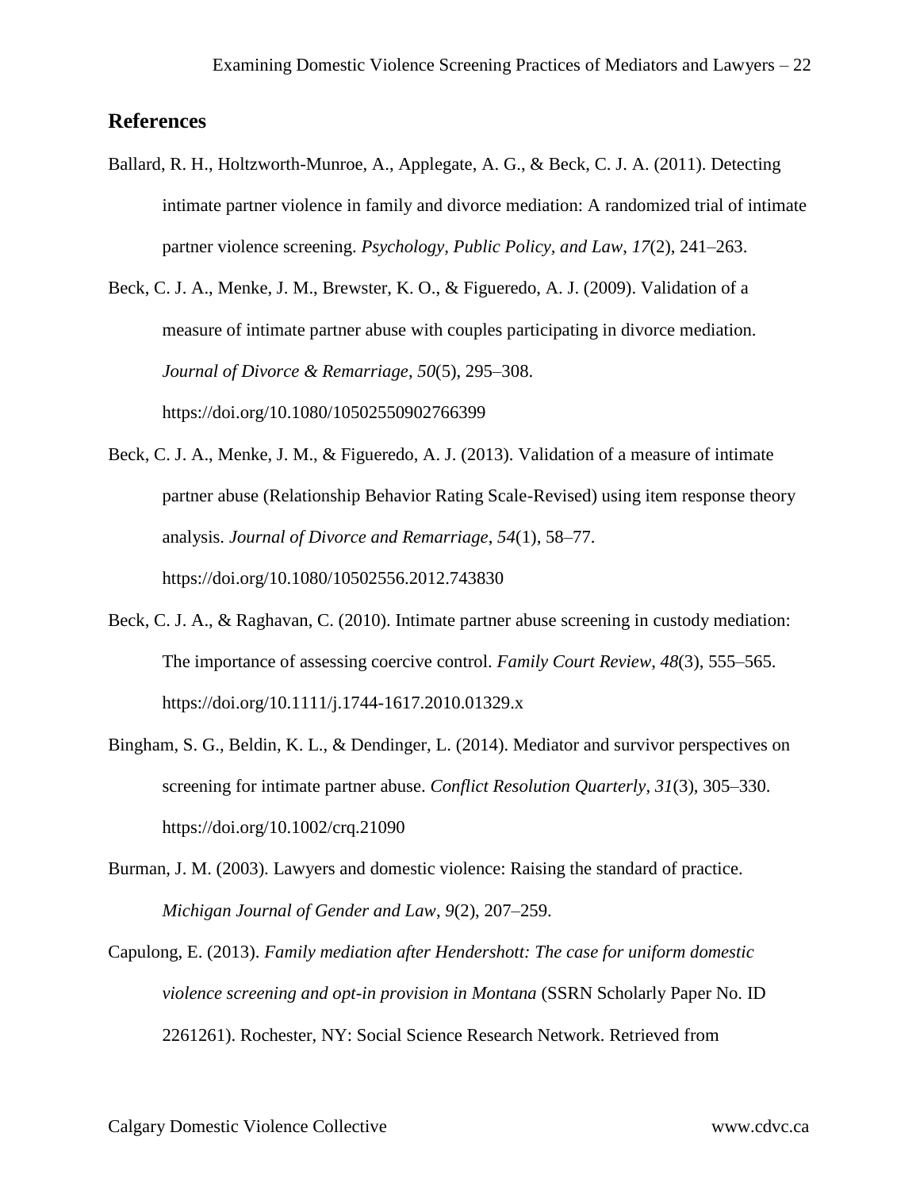## References

Ballard, R. H., Holtzworth-Munroe, A., Applegate, A. G., & Beck, C. J. A. (2011). Detecting intimate partner violence in family and divorce mediation: A randomized trial of intimate partner violence screening. *Psychology, Public Policy, and Law*, *17*(2), 241–263.

Beck, C. J. A., Menke, J. M., Brewster, K. O., & Figueredo, A. J. (2009). Validation of a measure of intimate partner abuse with couples participating in divorce mediation. *Journal of Divorce & Remarriage*, *50*(5), 295–308. https://doi.org/10.1080/10502550902766399

Beck, C. J. A., Menke, J. M., & Figueredo, A. J. (2013). Validation of a measure of intimate partner abuse (Relationship Behavior Rating Scale-Revised) using item response theory analysis. *Journal of Divorce and Remarriage*, *54*(1), 58–77. https://doi.org/10.1080/10502556.2012.743830

Beck, C. J. A., & Raghavan, C. (2010). Intimate partner abuse screening in custody mediation: The importance of assessing coercive control. *Family Court Review*, *48*(3), 555–565. https://doi.org/10.1111/j.1744-1617.2010.01329.x

Bingham, S. G., Beldin, K. L., & Dendinger, L. (2014). Mediator and survivor perspectives on screening for intimate partner abuse. *Conflict Resolution Quarterly*, *31*(3), 305–330. https://doi.org/10.1002/crq.21090

Burman, J. M. (2003). Lawyers and domestic violence: Raising the standard of practice. *Michigan Journal of Gender and Law*, *9*(2), 207–259.

Capulong, E. (2013). *Family mediation after Hendershott: The case for uniform domestic violence screening and opt-in provision in Montana* (SSRN Scholarly Paper No. ID 2261261). Rochester, NY: Social Science Research Network. Retrieved from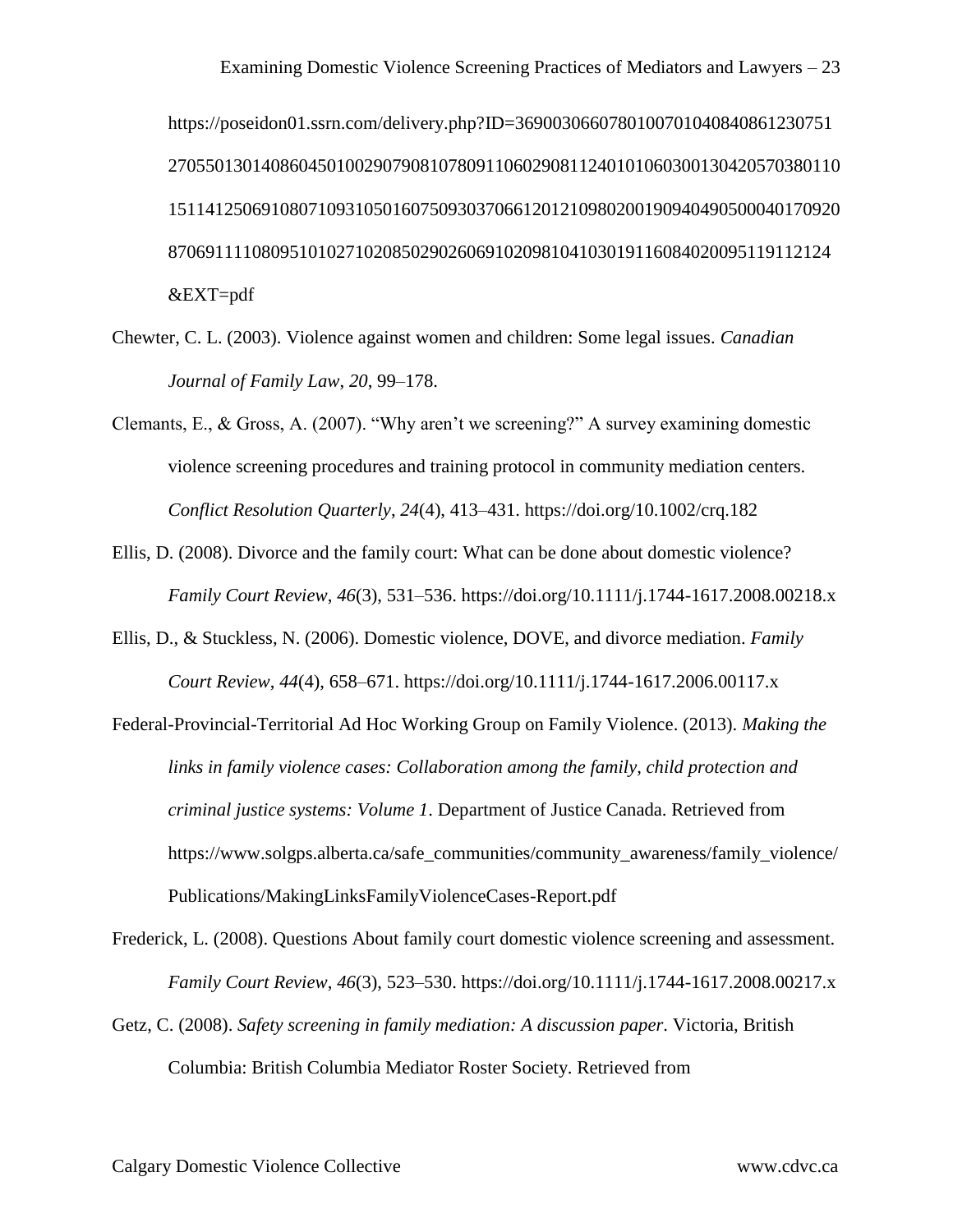https://poseidon01.ssrn.com/delivery.php?ID=369003066078010070104084086123075127055013014086045010029079081078091106029081124010106030013042057038011015114125069108071093105016075093037066120121098020019094049050004017092087069111108095101027102085029026069102098104103019116084020095119112124&EXT=pdf

Chewter, C. L. (2003). Violence against women and children: Some legal issues. *Canadian Journal of Family Law*, *20*, 99–178.

Clemants, E., & Gross, A. (2007). "Why aren't we screening?" A survey examining domestic violence screening procedures and training protocol in community mediation centers. *Conflict Resolution Quarterly*, *24*(4), 413–431. https://doi.org/10.1002/crq.182

Ellis, D. (2008). Divorce and the family court: What can be done about domestic violence? *Family Court Review*, *46*(3), 531–536. https://doi.org/10.1111/j.1744-1617.2008.00218.x

Ellis, D., & Stuckless, N. (2006). Domestic violence, DOVE, and divorce mediation. *Family Court Review*, *44*(4), 658–671. https://doi.org/10.1111/j.1744-1617.2006.00117.x

Federal-Provincial-Territorial Ad Hoc Working Group on Family Violence. (2013). *Making the links in family violence cases: Collaboration among the family, child protection and criminal justice systems: Volume 1*. Department of Justice Canada. Retrieved from https://www.solgps.alberta.ca/safe_communities/community_awareness/family_violence/Publications/MakingLinksFamilyViolenceCases-Report.pdf

Frederick, L. (2008). Questions About family court domestic violence screening and assessment. *Family Court Review*, *46*(3), 523–530. https://doi.org/10.1111/j.1744-1617.2008.00217.x

Getz, C. (2008). *Safety screening in family mediation: A discussion paper*. Victoria, British Columbia: British Columbia Mediator Roster Society. Retrieved from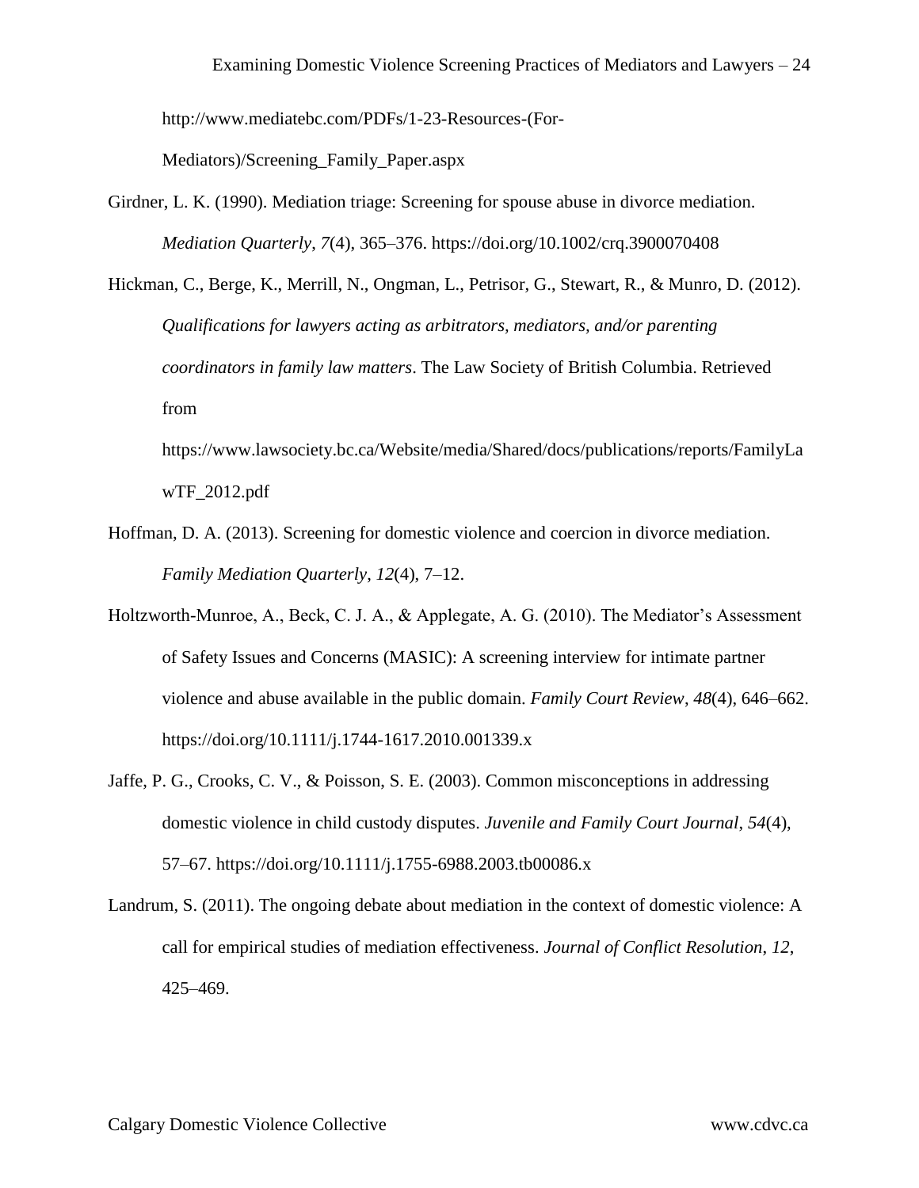http://www.mediatebc.com/PDFs/1-23-Resources-(For-Mediators)/Screening_Family_Paper.aspx

Girdner, L. K. (1990). Mediation triage: Screening for spouse abuse in divorce mediation. *Mediation Quarterly*, *7*(4), 365–376. https://doi.org/10.1002/crq.3900070408

Hickman, C., Berge, K., Merrill, N., Ongman, L., Petrisor, G., Stewart, R., & Munro, D. (2012). *Qualifications for lawyers acting as arbitrators, mediators, and/or parenting coordinators in family law matters*. The Law Society of British Columbia. Retrieved from https://www.lawsociety.bc.ca/Website/media/Shared/docs/publications/reports/FamilyLawTF_2012.pdf

Hoffman, D. A. (2013). Screening for domestic violence and coercion in divorce mediation. *Family Mediation Quarterly*, *12*(4), 7–12.

Holtzworth-Munroe, A., Beck, C. J. A., & Applegate, A. G. (2010). The Mediator's Assessment of Safety Issues and Concerns (MASIC): A screening interview for intimate partner violence and abuse available in the public domain. *Family Court Review*, *48*(4), 646–662. https://doi.org/10.1111/j.1744-1617.2010.001339.x

Jaffe, P. G., Crooks, C. V., & Poisson, S. E. (2003). Common misconceptions in addressing domestic violence in child custody disputes. *Juvenile and Family Court Journal*, *54*(4), 57–67. https://doi.org/10.1111/j.1755-6988.2003.tb00086.x

Landrum, S. (2011). The ongoing debate about mediation in the context of domestic violence: A call for empirical studies of mediation effectiveness. *Journal of Conflict Resolution*, *12*, 425–469.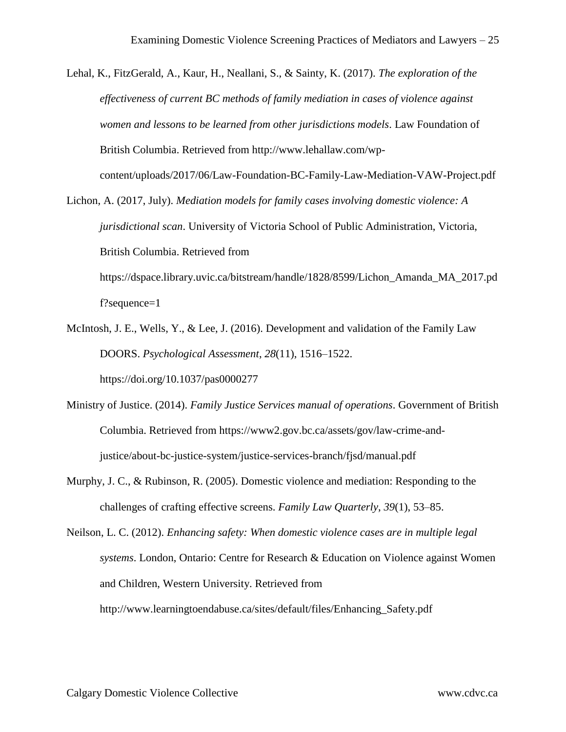Lehal, K., FitzGerald, A., Kaur, H., Neallani, S., & Sainty, K. (2017). *The exploration of the effectiveness of current BC methods of family mediation in cases of violence against women and lessons to be learned from other jurisdictions models*. Law Foundation of British Columbia. Retrieved from http://www.lehallaw.com/wp-content/uploads/2017/06/Law-Foundation-BC-Family-Law-Mediation-VAW-Project.pdf

Lichon, A. (2017, July). *Mediation models for family cases involving domestic violence: A jurisdictional scan*. University of Victoria School of Public Administration, Victoria, British Columbia. Retrieved from https://dspace.library.uvic.ca/bitstream/handle/1828/8599/Lichon_Amanda_MA_2017.pdf?sequence=1

McIntosh, J. E., Wells, Y., & Lee, J. (2016). Development and validation of the Family Law DOORS. *Psychological Assessment*, *28*(11), 1516–1522. https://doi.org/10.1037/pas0000277

Ministry of Justice. (2014). *Family Justice Services manual of operations*. Government of British Columbia. Retrieved from https://www2.gov.bc.ca/assets/gov/law-crime-and-justice/about-bc-justice-system/justice-services-branch/fjsd/manual.pdf

Murphy, J. C., & Rubinson, R. (2005). Domestic violence and mediation: Responding to the challenges of crafting effective screens. *Family Law Quarterly*, *39*(1), 53–85.

Neilson, L. C. (2012). *Enhancing safety: When domestic violence cases are in multiple legal systems*. London, Ontario: Centre for Research & Education on Violence against Women and Children, Western University. Retrieved from http://www.learningtoendabuse.ca/sites/default/files/Enhancing_Safety.pdf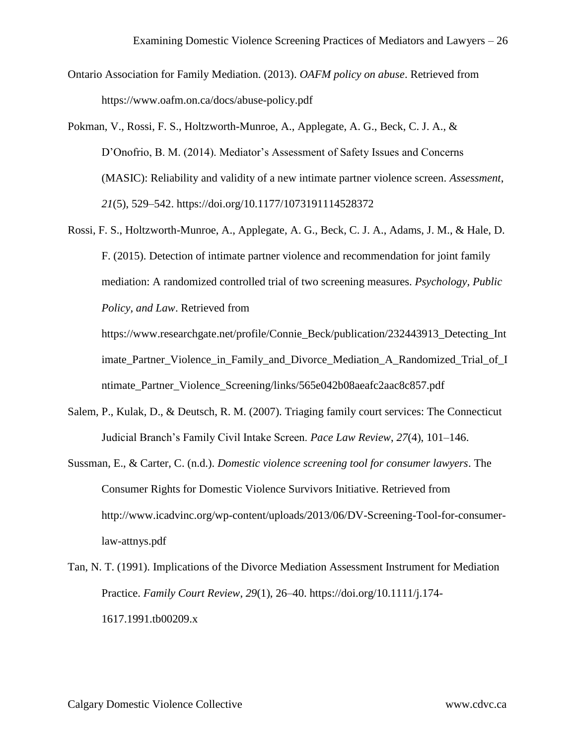Ontario Association for Family Mediation. (2013). *OAFM policy on abuse*. Retrieved from https://www.oafm.on.ca/docs/abuse-policy.pdf

Pokman, V., Rossi, F. S., Holtzworth-Munroe, A., Applegate, A. G., Beck, C. J. A., & D'Onofrio, B. M. (2014). Mediator's Assessment of Safety Issues and Concerns (MASIC): Reliability and validity of a new intimate partner violence screen. *Assessment*, *21*(5), 529–542. https://doi.org/10.1177/1073191114528372

Rossi, F. S., Holtzworth-Munroe, A., Applegate, A. G., Beck, C. J. A., Adams, J. M., & Hale, D. F. (2015). Detection of intimate partner violence and recommendation for joint family mediation: A randomized controlled trial of two screening measures. *Psychology, Public Policy, and Law*. Retrieved from https://www.researchgate.net/profile/Connie_Beck/publication/232443913_Detecting_Intimate_Partner_Violence_in_Family_and_Divorce_Mediation_A_Randomized_Trial_of_Intimate_Partner_Violence_Screening/links/565e042b08aeafc2aac8c857.pdf

Salem, P., Kulak, D., & Deutsch, R. M. (2007). Triaging family court services: The Connecticut Judicial Branch's Family Civil Intake Screen. *Pace Law Review*, *27*(4), 101–146.

Sussman, E., & Carter, C. (n.d.). *Domestic violence screening tool for consumer lawyers*. The Consumer Rights for Domestic Violence Survivors Initiative. Retrieved from http://www.icadvinc.org/wp-content/uploads/2013/06/DV-Screening-Tool-for-consumer-law-attnys.pdf

Tan, N. T. (1991). Implications of the Divorce Mediation Assessment Instrument for Mediation Practice. *Family Court Review*, *29*(1), 26–40. https://doi.org/10.1111/j.174-1617.1991.tb00209.x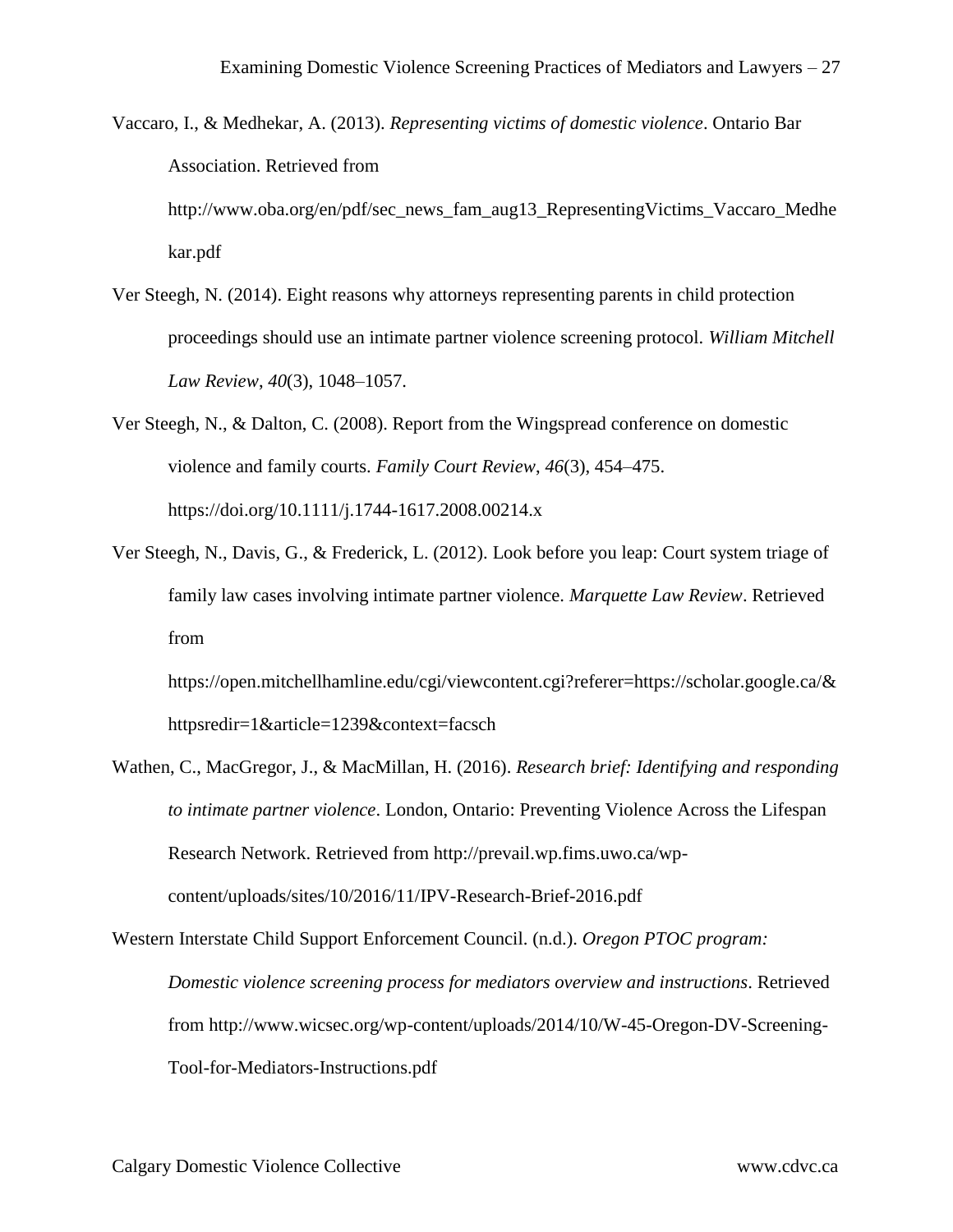Vaccaro, I., & Medhekar, A. (2013). *Representing victims of domestic violence*. Ontario Bar Association. Retrieved from http://www.oba.org/en/pdf/sec_news_fam_aug13_RepresentingVictims_Vaccaro_Medhekar.pdf

Ver Steegh, N. (2014). Eight reasons why attorneys representing parents in child protection proceedings should use an intimate partner violence screening protocol. *William Mitchell Law Review*, *40*(3), 1048–1057.

Ver Steegh, N., & Dalton, C. (2008). Report from the Wingspread conference on domestic violence and family courts. *Family Court Review*, *46*(3), 454–475. https://doi.org/10.1111/j.1744-1617.2008.00214.x

Ver Steegh, N., Davis, G., & Frederick, L. (2012). Look before you leap: Court system triage of family law cases involving intimate partner violence. *Marquette Law Review*. Retrieved from https://open.mitchellhamline.edu/cgi/viewcontent.cgi?referer=https://scholar.google.ca/&httpsredir=1&article=1239&context=facsch

Wathen, C., MacGregor, J., & MacMillan, H. (2016). *Research brief: Identifying and responding to intimate partner violence*. London, Ontario: Preventing Violence Across the Lifespan Research Network. Retrieved from http://prevail.wp.fims.uwo.ca/wp-content/uploads/sites/10/2016/11/IPV-Research-Brief-2016.pdf

Western Interstate Child Support Enforcement Council. (n.d.). *Oregon PTOC program: Domestic violence screening process for mediators overview and instructions*. Retrieved from http://www.wicsec.org/wp-content/uploads/2014/10/W-45-Oregon-DV-Screening-Tool-for-Mediators-Instructions.pdf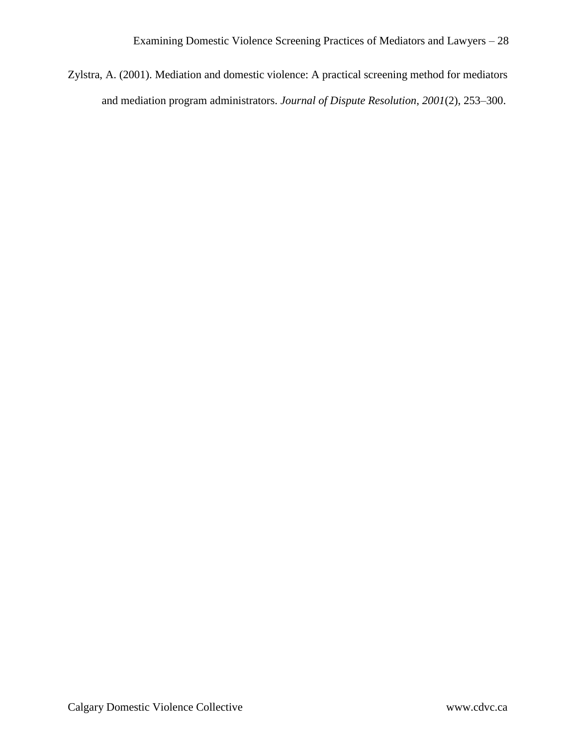Zylstra, A. (2001). Mediation and domestic violence: A practical screening method for mediators and mediation program administrators. *Journal of Dispute Resolution*, *2001*(2), 253–300.